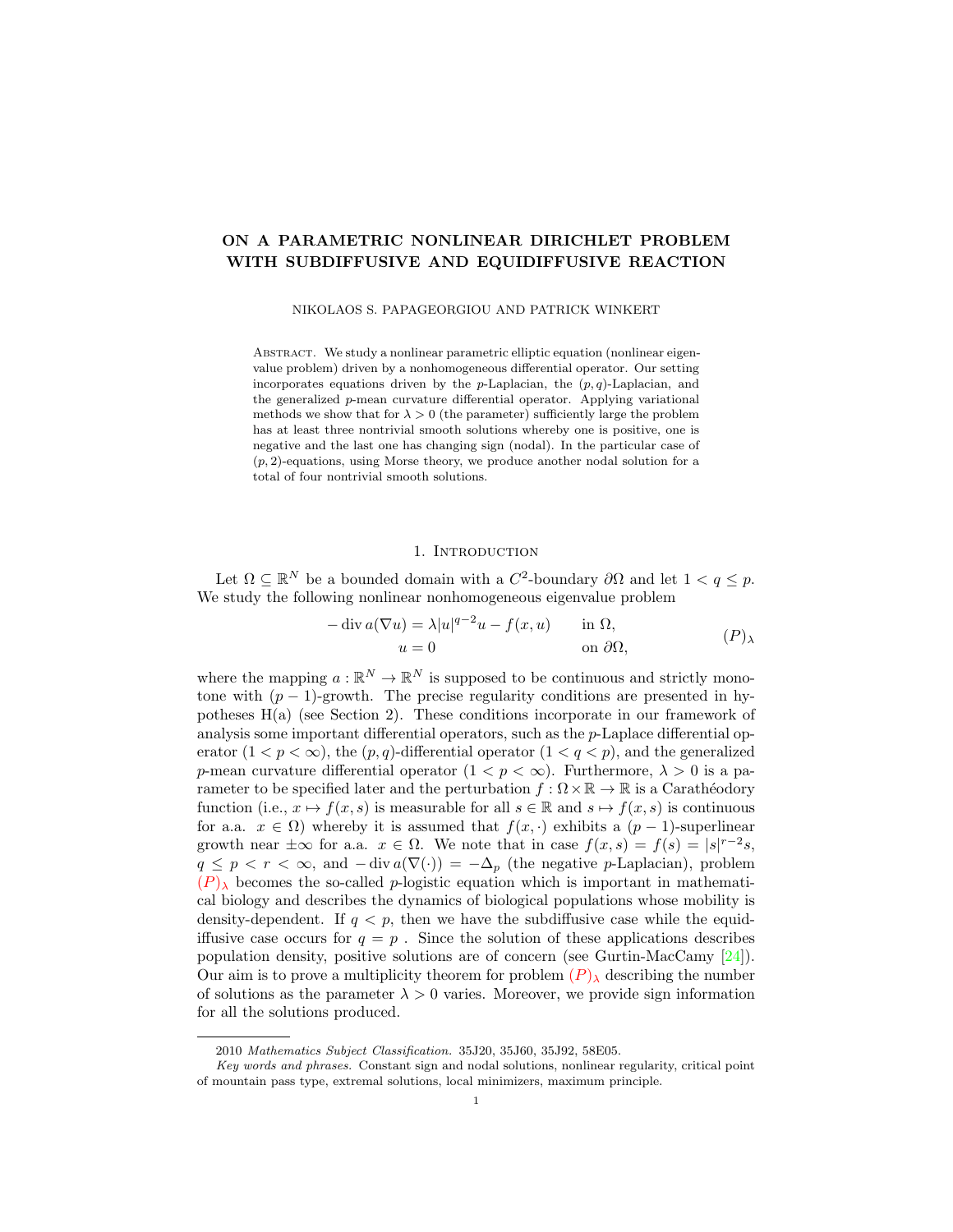# ON A PARAMETRIC NONLINEAR DIRICHLET PROBLEM WITH SUBDIFFUSIVE AND EQUIDIFFUSIVE REACTION

NIKOLAOS S. PAPAGEORGIOU AND PATRICK WINKERT

Abstract. We study a nonlinear parametric elliptic equation (nonlinear eigenvalue problem) driven by a nonhomogeneous differential operator. Our setting incorporates equations driven by the $p$-Laplacian, the $(p,q)$-Laplacian, and the generalized $p$-mean curvature differential operator. Applying variational methods we show that for $\lambda > 0$ (the parameter) sufficiently large the problem has at least three nontrivial smooth solutions whereby one is positive, one is negative and the last one has changing sign (nodal). In the particular case of $(p,2)$-equations, using Morse theory, we produce another nodal solution for a total of four nontrivial smooth solutions.

## 1. Introduction

Let $\Omega \subseteq \mathbb{R}^N$ be a bounded domain with a $C^2$-boundary $\partial\Omega$ and let $1 < q \leq p$. We study the following nonlinear nonhomogeneous eigenvalue problem

$$
\begin{aligned}
-\operatorname{div} a(\nabla u) &= \lambda |u|^{q-2}u - f(x,u) && \text{in } \Omega,\\
u &= 0 && \text{on } \partial\Omega,
\end{aligned}
\qquad (P)_\lambda
$$

where the mapping $a : \mathbb{R}^N \to \mathbb{R}^N$ is supposed to be continuous and strictly monotone with $(p-1)$-growth. The precise regularity conditions are presented in hypotheses H(a) (see Section 2). These conditions incorporate in our framework of analysis some important differential operators, such as the $p$-Laplace differential operator ($1 < p < \infty$), the $(p,q)$-differential operator ($1 < q < p$), and the generalized $p$-mean curvature differential operator ($1 < p < \infty$). Furthermore, $\lambda > 0$ is a parameter to be specified later and the perturbation $f : \Omega \times \mathbb{R} \to \mathbb{R}$ is a Carathéodory function (i.e., $x \mapsto f(x,s)$ is measurable for all $s \in \mathbb{R}$ and $s \mapsto f(x,s)$ is continuous for a.a. $x \in \Omega$) whereby it is assumed that $f(x,\cdot)$ exhibits a $(p-1)$-superlinear growth near $\pm\infty$ for a.a. $x \in \Omega$. We note that in case $f(x,s) = f(s) = |s|^{r-2}s$, $q \leq p < r < \infty$, and $-\operatorname{div} a(\nabla(\cdot)) = -\Delta_p$ (the negative $p$-Laplacian), problem $(P)_\lambda$ becomes the so-called $p$-logistic equation which is important in mathematical biology and describes the dynamics of biological populations whose mobility is density-dependent. If $q < p$, then we have the subdiffusive case while the equidiffusive case occurs for $q = p$ . Since the solution of these applications describes population density, positive solutions are of concern (see Gurtin-MacCamy [24]). Our aim is to prove a multiplicity theorem for problem $(P)_\lambda$ describing the number of solutions as the parameter $\lambda > 0$ varies. Moreover, we provide sign information for all the solutions produced.

---

2010 *Mathematics Subject Classification.* 35J20, 35J60, 35J92, 58E05.

*Key words and phrases.* Constant sign and nodal solutions, nonlinear regularity, critical point of mountain pass type, extremal solutions, local minimizers, maximum principle.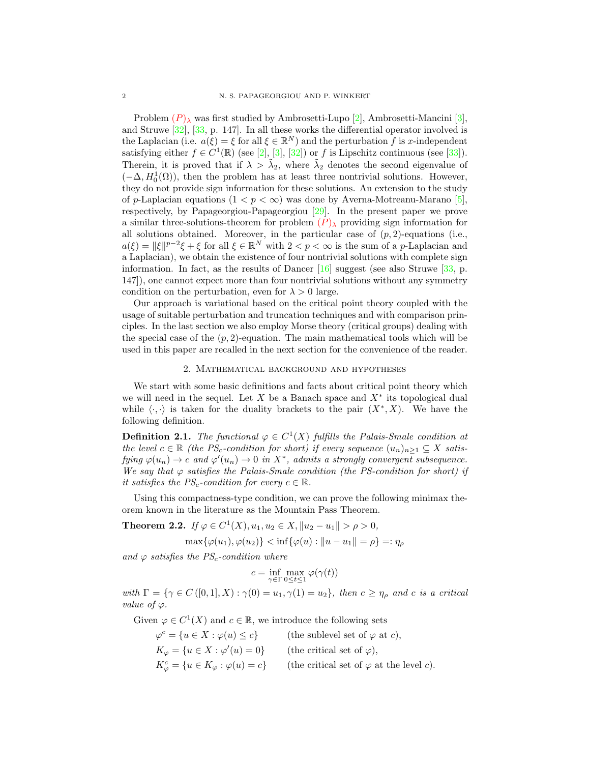Problem $(P)_\lambda$ was first studied by Ambrosetti-Lupo [2], Ambrosetti-Mancini [3], and Struwe [32], [33, p. 147]. In all these works the differential operator involved is the Laplacian (i.e. $a(\xi) = \xi$ for all $\xi \in \mathbb{R}^N$) and the perturbation $f$ is $x$-independent satisfying either $f \in C^1(\mathbb{R})$ (see [2], [3], [32]) or $f$ is Lipschitz continuous (see [33]). Therein, it is proved that if $\lambda > \tilde{\lambda}_2$, where $\tilde{\lambda}_2$ denotes the second eigenvalue of $(-\Delta, H_0^1(\Omega))$, then the problem has at least three nontrivial solutions. However, they do not provide sign information for these solutions. An extension to the study of $p$-Laplacian equations ($1 < p < \infty$) was done by Averna-Motreanu-Marano [5], respectively, by Papageorgiou-Papageorgiou [29]. In the present paper we prove a similar three-solutions-theorem for problem $(P)_\lambda$ providing sign information for all solutions obtained. Moreover, in the particular case of $(p, 2)$-equations (i.e., $a(\xi) = \|\xi\|^{p-2}\xi + \xi$ for all $\xi \in \mathbb{R}^N$ with $2 < p < \infty$ is the sum of a $p$-Laplacian and a Laplacian), we obtain the existence of four nontrivial solutions with complete sign information. In fact, as the results of Dancer [16] suggest (see also Struwe [33, p. 147]), one cannot expect more than four nontrivial solutions without any symmetry condition on the perturbation, even for $\lambda > 0$ large.

Our approach is variational based on the critical point theory coupled with the usage of suitable perturbation and truncation techniques and with comparison principles. In the last section we also employ Morse theory (critical groups) dealing with the special case of the $(p, 2)$-equation. The main mathematical tools which will be used in this paper are recalled in the next section for the convenience of the reader.

## 2. Mathematical background and hypotheses

We start with some basic definitions and facts about critical point theory which we will need in the sequel. Let $X$ be a Banach space and $X^*$ its topological dual while $\langle \cdot, \cdot \rangle$ is taken for the duality brackets to the pair $(X^*, X)$. We have the following definition.

**Definition 2.1.** *The functional $\varphi \in C^1(X)$ fulfills the Palais-Smale condition at the level $c \in \mathbb{R}$ (the $PS_c$-condition for short) if every sequence $(u_n)_{n\geq 1} \subseteq X$ satisfying $\varphi(u_n) \to c$ and $\varphi'(u_n) \to 0$ in $X^*$, admits a strongly convergent subsequence. We say that $\varphi$ satisfies the Palais-Smale condition (the PS-condition for short) if it satisfies the $PS_c$-condition for every $c \in \mathbb{R}$.*

Using this compactness-type condition, we can prove the following minimax theorem known in the literature as the Mountain Pass Theorem.

**Theorem 2.2.** *If $\varphi \in C^1(X), u_1, u_2 \in X, \|u_2 - u_1\| > \rho > 0$,*

$$\max\{\varphi(u_1), \varphi(u_2)\} < \inf\{\varphi(u) : \|u - u_1\| = \rho\} =: \eta_\rho$$

*and $\varphi$ satisfies the $PS_c$-condition where*

$$c = \inf_{\gamma \in \Gamma} \max_{0 \leq t \leq 1} \varphi(\gamma(t))$$

*with $\Gamma = \{\gamma \in C([0,1], X) : \gamma(0) = u_1, \gamma(1) = u_2\}$, then $c \geq \eta_\rho$ and $c$ is a critical value of $\varphi$.*

Given $\varphi \in C^1(X)$ and $c \in \mathbb{R}$, we introduce the following sets

$$\begin{aligned}
\varphi^c &= \{u \in X : \varphi(u) \leq c\} && \text{(the sublevel set of } \varphi \text{ at } c\text{)},\\
K_\varphi &= \{u \in X : \varphi'(u) = 0\} && \text{(the critical set of } \varphi\text{)},\\
K_\varphi^c &= \{u \in K_\varphi : \varphi(u) = c\} && \text{(the critical set of } \varphi \text{ at the level } c\text{)}.
\end{aligned}$$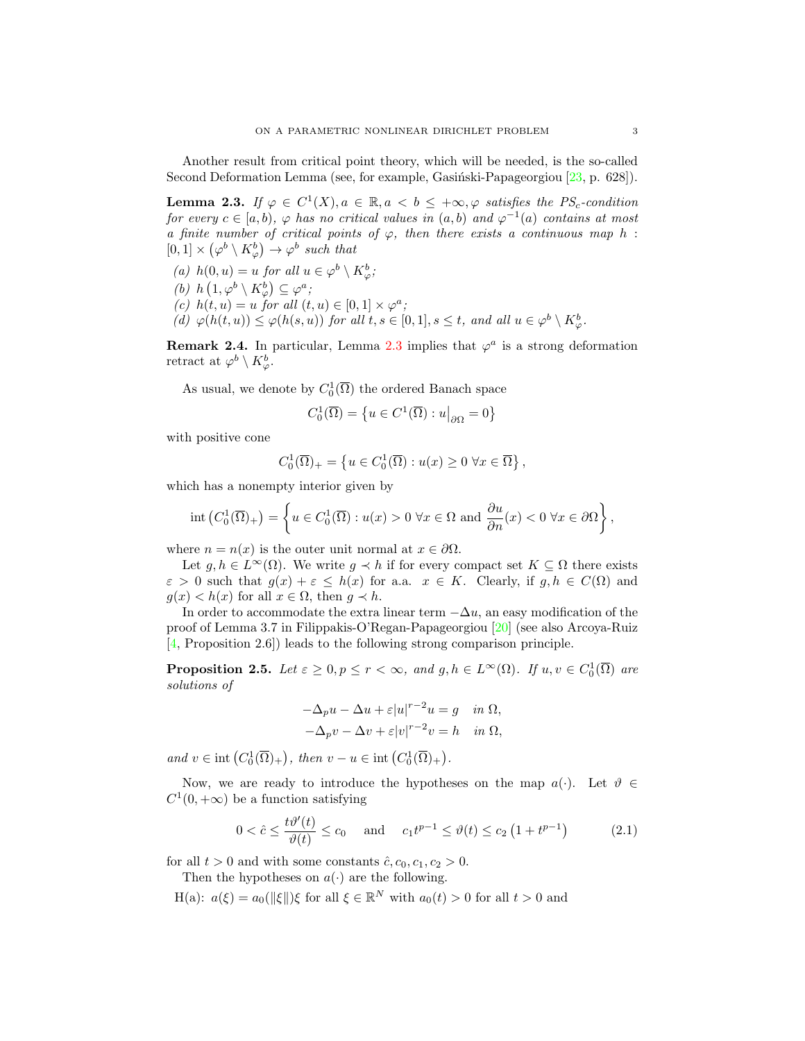Another result from critical point theory, which will be needed, is the so-called Second Deformation Lemma (see, for example, Gasiński-Papageorgiou [23, p. 628]).

**Lemma 2.3.** *If $\varphi \in C^1(X), a \in \mathbb{R}, a < b \leq +\infty, \varphi$ satisfies the $PS_c$-condition for every $c \in [a, b)$, $\varphi$ has no critical values in $(a, b)$ and $\varphi^{-1}(a)$ contains at most a finite number of critical points of $\varphi$, then there exists a continuous map $h : [0,1] \times \left(\varphi^b \setminus K_\varphi^b\right) \to \varphi^b$ such that*

*(a) $h(0, u) = u$ for all $u \in \varphi^b \setminus K_\varphi^b$;*
*(b) $h\left(1, \varphi^b \setminus K_\varphi^b\right) \subseteq \varphi^a$;*
*(c) $h(t, u) = u$ for all $(t, u) \in [0,1] \times \varphi^a$;*
*(d) $\varphi(h(t, u)) \leq \varphi(h(s, u))$ for all $t, s \in [0,1], s \leq t$, and all $u \in \varphi^b \setminus K_\varphi^b$.*

**Remark 2.4.** In particular, Lemma 2.3 implies that $\varphi^a$ is a strong deformation retract at $\varphi^b \setminus K_\varphi^b$.

As usual, we denote by $C_0^1(\overline{\Omega})$ the ordered Banach space

$$C_0^1(\overline{\Omega}) = \left\{ u \in C^1(\overline{\Omega}) : u\big|_{\partial\Omega} = 0 \right\}$$

with positive cone

$$C_0^1(\overline{\Omega})_+ = \left\{ u \in C_0^1(\overline{\Omega}) : u(x) \geq 0 \ \forall x \in \overline{\Omega} \right\},$$

which has a nonempty interior given by

$$\operatorname{int}\left(C_0^1(\overline{\Omega})_+\right) = \left\{ u \in C_0^1(\overline{\Omega}) : u(x) > 0 \ \forall x \in \Omega \text{ and } \frac{\partial u}{\partial n}(x) < 0 \ \forall x \in \partial\Omega \right\},$$

where $n = n(x)$ is the outer unit normal at $x \in \partial\Omega$.

Let $g, h \in L^\infty(\Omega)$. We write $g \prec h$ if for every compact set $K \subseteq \Omega$ there exists $\varepsilon > 0$ such that $g(x) + \varepsilon \leq h(x)$ for a.a. $x \in K$. Clearly, if $g, h \in C(\Omega)$ and $g(x) < h(x)$ for all $x \in \Omega$, then $g \prec h$.

In order to accommodate the extra linear term $-\Delta u$, an easy modification of the proof of Lemma 3.7 in Filippakis-O'Regan-Papageorgiou [20] (see also Arcoya-Ruiz [4, Proposition 2.6]) leads to the following strong comparison principle.

**Proposition 2.5.** *Let $\varepsilon \geq 0, p \leq r < \infty$, and $g, h \in L^\infty(\Omega)$. If $u, v \in C_0^1(\overline{\Omega})$ are solutions of*

$$-\Delta_p u - \Delta u + \varepsilon |u|^{r-2} u = g \quad \text{in } \Omega,$$
$$-\Delta_p v - \Delta v + \varepsilon |v|^{r-2} v = h \quad \text{in } \Omega,$$

*and $v \in \operatorname{int}\left(C_0^1(\overline{\Omega})_+\right)$, then $v - u \in \operatorname{int}\left(C_0^1(\overline{\Omega})_+\right)$.*

Now, we are ready to introduce the hypotheses on the map $a(\cdot)$. Let $\vartheta \in C^1(0, +\infty)$ be a function satisfying

$$0 < \hat{c} \leq \frac{t\vartheta'(t)}{\vartheta(t)} \leq c_0 \quad \text{and} \quad c_1 t^{p-1} \leq \vartheta(t) \leq c_2\left(1 + t^{p-1}\right) \tag{2.1}$$

for all $t > 0$ and with some constants $\hat{c}, c_0, c_1, c_2 > 0$.

Then the hypotheses on $a(\cdot)$ are the following.

H(a): $a(\xi) = a_0(\|\xi\|)\xi$ for all $\xi \in \mathbb{R}^N$ with $a_0(t) > 0$ for all $t > 0$ and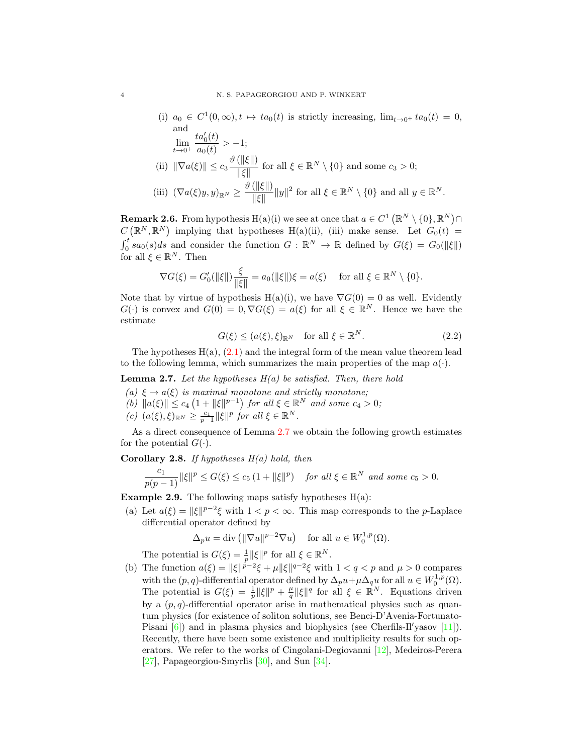(i) $a_0 \in C^1(0,\infty), t \mapsto ta_0(t)$ is strictly increasing, $\lim_{t\to 0^+} ta_0(t) = 0$, and

$$\lim_{t\to 0^+} \frac{ta_0'(t)}{a_0(t)} > -1;$$

(ii) $\|\nabla a(\xi)\| \leq c_3 \dfrac{\vartheta(\|\xi\|)}{\|\xi\|}$ for all $\xi \in \mathbb{R}^N \setminus \{0\}$ and some $c_3 > 0$;

(iii) $(\nabla a(\xi)y, y)_{\mathbb{R}^N} \geq \dfrac{\vartheta(\|\xi\|)}{\|\xi\|}\|y\|^2$ for all $\xi \in \mathbb{R}^N \setminus \{0\}$ and all $y \in \mathbb{R}^N$.

**Remark 2.6.** From hypothesis H(a)(i) we see at once that $a \in C^1(\mathbb{R}^N \setminus \{0\}, \mathbb{R}^N) \cap C(\mathbb{R}^N, \mathbb{R}^N)$ implying that hypotheses H(a)(ii), (iii) make sense. Let $G_0(t) = \int_0^t s a_0(s) ds$ and consider the function $G : \mathbb{R}^N \to \mathbb{R}$ defined by $G(\xi) = G_0(\|\xi\|)$ for all $\xi \in \mathbb{R}^N$. Then

$$\nabla G(\xi) = G_0'(\|\xi\|)\frac{\xi}{\|\xi\|} = a_0(\|\xi\|)\xi = a(\xi) \quad \text{for all } \xi \in \mathbb{R}^N \setminus \{0\}.$$

Note that by virtue of hypothesis H(a)(i), we have $\nabla G(0) = 0$ as well. Evidently $G(\cdot)$ is convex and $G(0) = 0, \nabla G(\xi) = a(\xi)$ for all $\xi \in \mathbb{R}^N$. Hence we have the estimate

$$G(\xi) \leq (a(\xi), \xi)_{\mathbb{R}^N} \quad \text{for all } \xi \in \mathbb{R}^N. \tag{2.2}$$

The hypotheses H(a), (2.1) and the integral form of the mean value theorem lead to the following lemma, which summarizes the main properties of the map $a(\cdot)$.

**Lemma 2.7.** *Let the hypotheses H(a) be satisfied. Then, there hold*

*(a) $\xi \to a(\xi)$ is maximal monotone and strictly monotone;*
*(b) $\|a(\xi)\| \leq c_4\left(1 + \|\xi\|^{p-1}\right)$ for all $\xi \in \mathbb{R}^N$ and some $c_4 > 0$;*
*(c) $(a(\xi), \xi)_{\mathbb{R}^N} \geq \frac{c_1}{p-1}\|\xi\|^p$ for all $\xi \in \mathbb{R}^N$.*

As a direct consequence of Lemma 2.7 we obtain the following growth estimates for the potential $G(\cdot)$.

**Corollary 2.8.** *If hypotheses H(a) hold, then*

$$\frac{c_1}{p(p-1)}\|\xi\|^p \leq G(\xi) \leq c_5\left(1 + \|\xi\|^p\right) \quad \textit{for all } \xi \in \mathbb{R}^N \textit{ and some } c_5 > 0.$$

**Example 2.9.** The following maps satisfy hypotheses H(a):

(a) Let $a(\xi) = \|\xi\|^{p-2}\xi$ with $1 < p < \infty$. This map corresponds to the $p$-Laplace differential operator defined by

$$\Delta_p u = \operatorname{div}\left(\|\nabla u\|^{p-2}\nabla u\right) \quad \text{for all } u \in W_0^{1,p}(\Omega).$$

The potential is $G(\xi) = \frac{1}{p}\|\xi\|^p$ for all $\xi \in \mathbb{R}^N$.

(b) The function $a(\xi) = \|\xi\|^{p-2}\xi + \mu\|\xi\|^{q-2}\xi$ with $1 < q < p$ and $\mu > 0$ compares with the $(p,q)$-differential operator defined by $\Delta_p u + \mu\Delta_q u$ for all $u \in W_0^{1,p}(\Omega)$. The potential is $G(\xi) = \frac{1}{p}\|\xi\|^p + \frac{\mu}{q}\|\xi\|^q$ for all $\xi \in \mathbb{R}^N$. Equations driven by a $(p,q)$-differential operator arise in mathematical physics such as quantum physics (for existence of soliton solutions, see Benci-D'Avenia-Fortunato-Pisani [6]) and in plasma physics and biophysics (see Cherfils-Il′yasov [11]). Recently, there have been some existence and multiplicity results for such operators. We refer to the works of Cingolani-Degiovanni [12], Medeiros-Perera [27], Papageorgiou-Smyrlis [30], and Sun [34].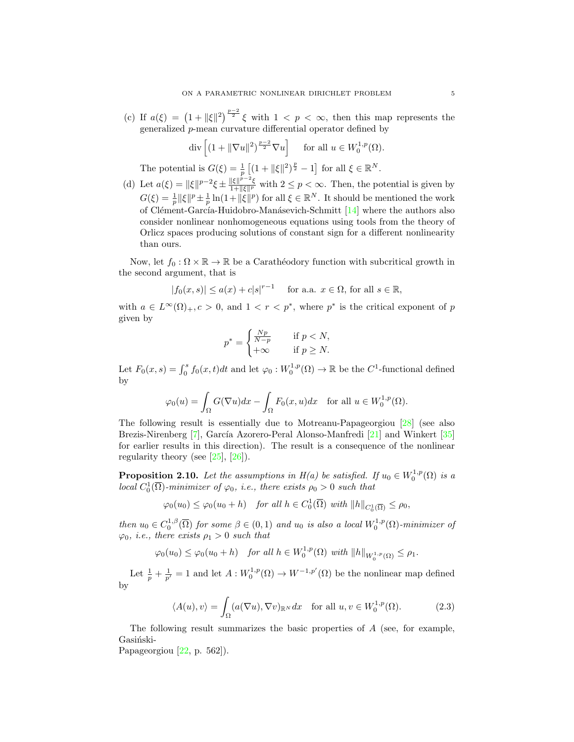(c) If $a(\xi) = \left(1 + \|\xi\|^2\right)^{\frac{p-2}{2}} \xi$ with $1 < p < \infty$, then this map represents the generalized $p$-mean curvature differential operator defined by

$$\operatorname{div}\left[(1 + \|\nabla u\|^2)^{\frac{p-2}{2}} \nabla u\right] \quad \text{for all } u \in W_0^{1,p}(\Omega).$$

The potential is $G(\xi) = \frac{1}{p}\left[(1 + \|\xi\|^2)^{\frac{p}{2}} - 1\right]$ for all $\xi \in \mathbb{R}^N$.

(d) Let $a(\xi) = \|\xi\|^{p-2}\xi \pm \frac{\|\xi\|^{p-2}\xi}{1+\|\xi\|^p}$ with $2 \leq p < \infty$. Then, the potential is given by $G(\xi) = \frac{1}{p}\|\xi\|^p \pm \frac{1}{p}\ln(1+\|\xi\|^p)$ for all $\xi \in \mathbb{R}^N$. It should be mentioned the work of Clément-García-Huidobro-Manásevich-Schmitt [14] where the authors also consider nonlinear nonhomogeneous equations using tools from the theory of Orlicz spaces producing solutions of constant sign for a different nonlinearity than ours.

Now, let $f_0 : \Omega \times \mathbb{R} \to \mathbb{R}$ be a Carathéodory function with subcritical growth in the second argument, that is

$$|f_0(x, s)| \leq a(x) + c|s|^{r-1} \quad \text{for a.a. } x \in \Omega, \text{ for all } s \in \mathbb{R},$$

with $a \in L^\infty(\Omega)_+, c > 0$, and $1 < r < p^*$, where $p^*$ is the critical exponent of $p$ given by

$$p^* = \begin{cases} \frac{Np}{N-p} & \text{if } p < N, \\ +\infty & \text{if } p \geq N. \end{cases}$$

Let $F_0(x, s) = \int_0^s f_0(x, t)dt$ and let $\varphi_0 : W_0^{1,p}(\Omega) \to \mathbb{R}$ be the $C^1$-functional defined by

$$\varphi_0(u) = \int_\Omega G(\nabla u)dx - \int_\Omega F_0(x, u)dx \quad \text{for all } u \in W_0^{1,p}(\Omega).$$

The following result is essentially due to Motreanu-Papageorgiou [28] (see also Brezis-Nirenberg [7], García Azorero-Peral Alonso-Manfredi [21] and Winkert [35] for earlier results in this direction). The result is a consequence of the nonlinear regularity theory (see [25], [26]).

**Proposition 2.10.** *Let the assumptions in H(a) be satisfied. If $u_0 \in W_0^{1,p}(\Omega)$ is a local $C_0^1(\overline{\Omega})$-minimizer of $\varphi_0$, i.e., there exists $\rho_0 > 0$ such that*

$$\varphi_0(u_0) \leq \varphi_0(u_0 + h) \quad \textit{for all } h \in C_0^1(\overline{\Omega}) \textit{ with } \|h\|_{C_0^1(\overline{\Omega})} \leq \rho_0,$$

*then $u_0 \in C_0^{1,\beta}(\overline{\Omega})$ for some $\beta \in (0, 1)$ and $u_0$ is also a local $W_0^{1,p}(\Omega)$-minimizer of $\varphi_0$, i.e., there exists $\rho_1 > 0$ such that*

$$\varphi_0(u_0) \leq \varphi_0(u_0 + h) \quad \textit{for all } h \in W_0^{1,p}(\Omega) \textit{ with } \|h\|_{W_0^{1,p}(\Omega)} \leq \rho_1.$$

Let $\frac{1}{p} + \frac{1}{p'} = 1$ and let $A : W_0^{1,p}(\Omega) \to W^{-1,p'}(\Omega)$ be the nonlinear map defined by

$$\langle A(u), v\rangle = \int_\Omega (a(\nabla u), \nabla v)_{\mathbb{R}^N} dx \quad \text{for all } u, v \in W_0^{1,p}(\Omega). \tag{2.3}$$

The following result summarizes the basic properties of $A$ (see, for example, Gasiński-Papageorgiou [22, p. 562]).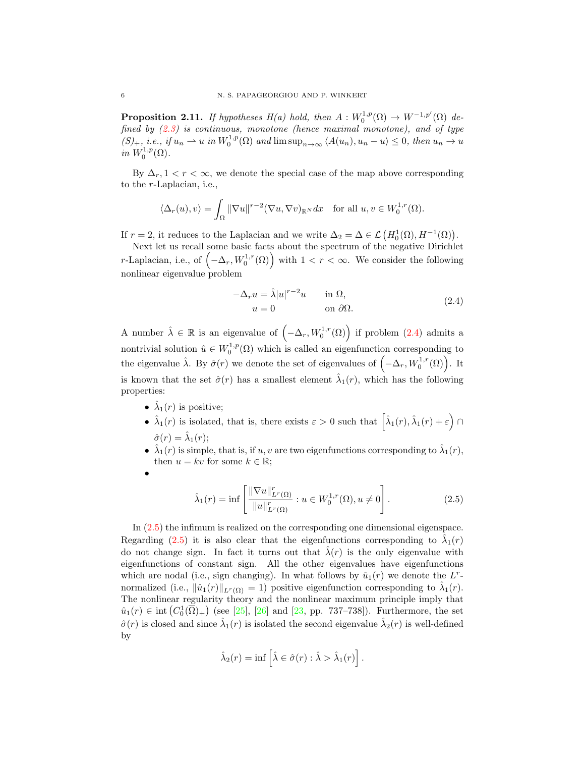**Proposition 2.11.** *If hypotheses H(a) hold, then $A : W_0^{1,p}(\Omega) \to W^{-1,p'}(\Omega)$ defined by (2.3) is continuous, monotone (hence maximal monotone), and of type $(S)_+$, i.e., if $u_n \rightharpoonup u$ in $W_0^{1,p}(\Omega)$ and $\limsup_{n\to\infty} \langle A(u_n), u_n - u\rangle \leq 0$, then $u_n \to u$ in $W_0^{1,p}(\Omega)$.*

By $\Delta_r, 1 < r < \infty$, we denote the special case of the map above corresponding to the $r$-Laplacian, i.e.,

$$\langle \Delta_r(u), v\rangle = \int_\Omega \|\nabla u\|^{r-2} (\nabla u, \nabla v)_{\mathbb{R}^N} dx \quad \text{for all } u, v \in W_0^{1,r}(\Omega).$$

If $r = 2$, it reduces to the Laplacian and we write $\Delta_2 = \Delta \in \mathcal{L}\left(H_0^1(\Omega), H^{-1}(\Omega)\right)$.

Next let us recall some basic facts about the spectrum of the negative Dirichlet $r$-Laplacian, i.e., of $\left(-\Delta_r, W_0^{1,r}(\Omega)\right)$ with $1 < r < \infty$. We consider the following nonlinear eigenvalue problem

$$\begin{aligned}
-\Delta_r u &= \hat{\lambda} |u|^{r-2} u \qquad && \text{in } \Omega, \\
u &= 0 && \text{on } \partial\Omega.
\end{aligned} \tag{2.4}$$

A number $\hat{\lambda} \in \mathbb{R}$ is an eigenvalue of $\left(-\Delta_r, W_0^{1,r}(\Omega)\right)$ if problem (2.4) admits a nontrivial solution $\hat{u} \in W_0^{1,p}(\Omega)$ which is called an eigenfunction corresponding to the eigenvalue $\hat{\lambda}$. By $\hat{\sigma}(r)$ we denote the set of eigenvalues of $\left(-\Delta_r, W_0^{1,r}(\Omega)\right)$. It is known that the set $\hat{\sigma}(r)$ has a smallest element $\hat{\lambda}_1(r)$, which has the following properties:

- $\hat{\lambda}_1(r)$ is positive;
- $\hat{\lambda}_1(r)$ is isolated, that is, there exists $\varepsilon > 0$ such that $\left[\hat{\lambda}_1(r), \hat{\lambda}_1(r) + \varepsilon\right) \cap \hat{\sigma}(r) = \hat{\lambda}_1(r)$;
- $\hat{\lambda}_1(r)$ is simple, that is, if $u, v$ are two eigenfunctions corresponding to $\hat{\lambda}_1(r)$, then $u = kv$ for some $k \in \mathbb{R}$;
- $$\hat{\lambda}_1(r) = \inf\left[\frac{\|\nabla u\|_{L^r(\Omega)}^r}{\|u\|_{L^r(\Omega)}^r} : u \in W_0^{1,r}(\Omega), u \neq 0\right]. \tag{2.5}$$

In (2.5) the infimum is realized on the corresponding one dimensional eigenspace. Regarding (2.5) it is also clear that the eigenfunctions corresponding to $\hat{\lambda}_1(r)$ do not change sign. In fact it turns out that $\hat{\lambda}(r)$ is the only eigenvalue with eigenfunctions of constant sign. All the other eigenvalues have eigenfunctions which are nodal (i.e., sign changing). In what follows by $\hat{u}_1(r)$ we denote the $L^r$-normalized (i.e., $\|\hat{u}_1(r)\|_{L^r(\Omega)} = 1$) positive eigenfunction corresponding to $\hat{\lambda}_1(r)$. The nonlinear regularity theory and the nonlinear maximum principle imply that $\hat{u}_1(r) \in \operatorname{int}\left(C_0^1(\overline{\Omega})_+\right)$ (see [25], [26] and [23, pp. 737–738]). Furthermore, the set $\hat{\sigma}(r)$ is closed and since $\hat{\lambda}_1(r)$ is isolated the second eigenvalue $\hat{\lambda}_2(r)$ is well-defined by

$$\hat{\lambda}_2(r) = \inf\left[\hat{\lambda} \in \hat{\sigma}(r) : \hat{\lambda} > \hat{\lambda}_1(r)\right].$$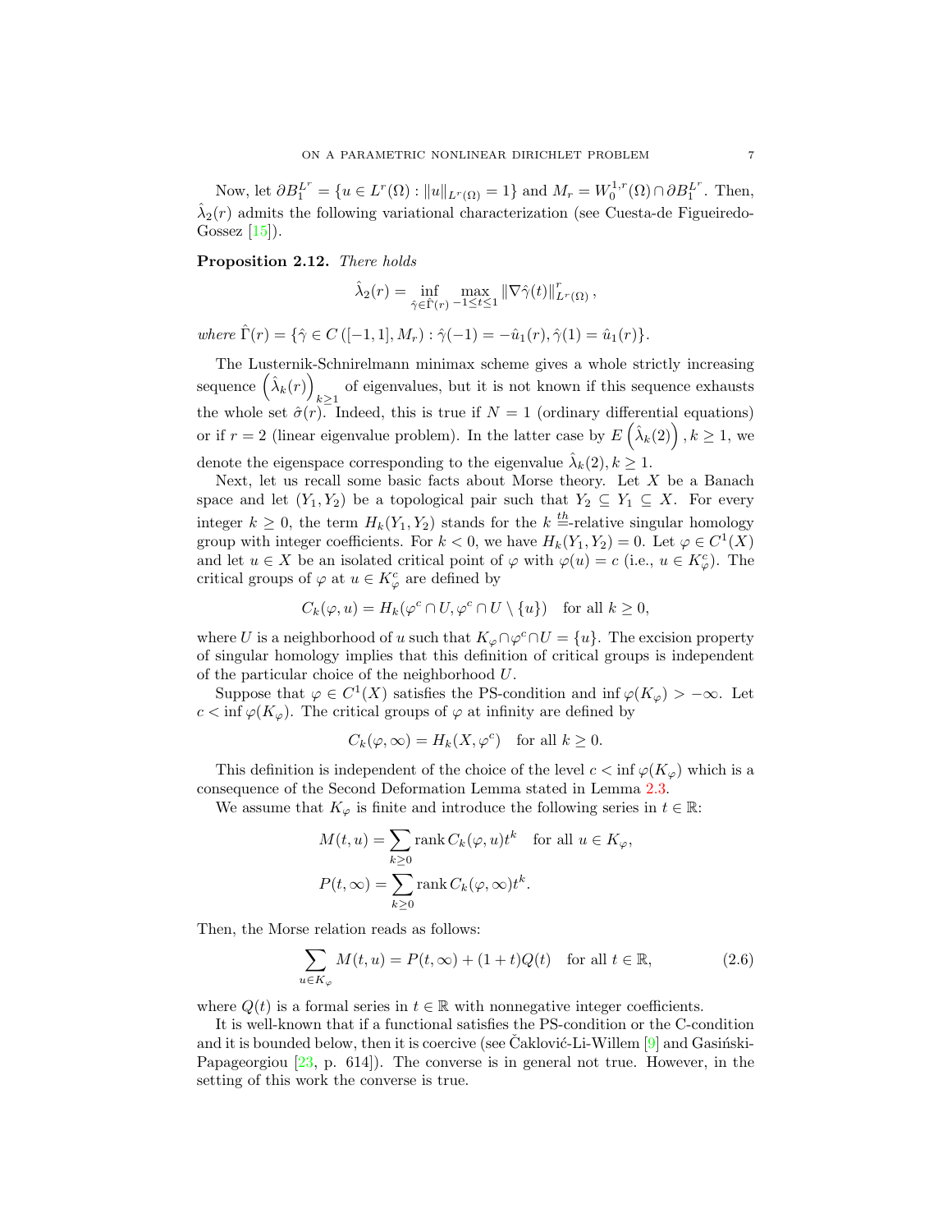Now, let $\partial B_1^{L^r} = \{u \in L^r(\Omega) : \|u\|_{L^r(\Omega)} = 1\}$ and $M_r = W_0^{1,r}(\Omega) \cap \partial B_1^{L^r}$. Then, $\hat{\lambda}_2(r)$ admits the following variational characterization (see Cuesta-de Figueiredo-Gossez [15]).

**Proposition 2.12.** *There holds*

$$\hat{\lambda}_2(r) = \inf_{\hat{\gamma} \in \hat{\Gamma}(r)} \max_{-1 \leq t \leq 1} \|\nabla \hat{\gamma}(t)\|_{L^r(\Omega)}^r,$$

*where* $\hat{\Gamma}(r) = \{\hat{\gamma} \in C([-1,1], M_r) : \hat{\gamma}(-1) = -\hat{u}_1(r), \hat{\gamma}(1) = \hat{u}_1(r)\}$.

The Lusternik-Schnirelmann minimax scheme gives a whole strictly increasing sequence $\left(\hat{\lambda}_k(r)\right)_{k \geq 1}$ of eigenvalues, but it is not known if this sequence exhausts the whole set $\hat{\sigma}(r)$. Indeed, this is true if $N = 1$ (ordinary differential equations) or if $r = 2$ (linear eigenvalue problem). In the latter case by $E\left(\hat{\lambda}_k(2)\right), k \geq 1$, we denote the eigenspace corresponding to the eigenvalue $\hat{\lambda}_k(2), k \geq 1$.

Next, let us recall some basic facts about Morse theory. Let $X$ be a Banach space and let $(Y_1, Y_2)$ be a topological pair such that $Y_2 \subseteq Y_1 \subseteq X$. For every integer $k \geq 0$, the term $H_k(Y_1, Y_2)$ stands for the $k$ $\underline{th}$-relative singular homology group with integer coefficients. For $k < 0$, we have $H_k(Y_1, Y_2) = 0$. Let $\varphi \in C^1(X)$ and let $u \in X$ be an isolated critical point of $\varphi$ with $\varphi(u) = c$ (i.e., $u \in K_\varphi^c$). The critical groups of $\varphi$ at $u \in K_\varphi^c$ are defined by

$$C_k(\varphi, u) = H_k(\varphi^c \cap U, \varphi^c \cap U \setminus \{u\}) \quad \text{for all } k \geq 0,$$

where $U$ is a neighborhood of $u$ such that $K_\varphi \cap \varphi^c \cap U = \{u\}$. The excision property of singular homology implies that this definition of critical groups is independent of the particular choice of the neighborhood $U$.

Suppose that $\varphi \in C^1(X)$ satisfies the PS-condition and $\inf \varphi(K_\varphi) > -\infty$. Let $c < \inf \varphi(K_\varphi)$. The critical groups of $\varphi$ at infinity are defined by

$$C_k(\varphi, \infty) = H_k(X, \varphi^c) \quad \text{for all } k \geq 0.$$

This definition is independent of the choice of the level $c < \inf \varphi(K_\varphi)$ which is a consequence of the Second Deformation Lemma stated in Lemma 2.3.

We assume that $K_\varphi$ is finite and introduce the following series in $t \in \mathbb{R}$:

$$M(t, u) = \sum_{k \geq 0} \operatorname{rank} C_k(\varphi, u) t^k \quad \text{for all } u \in K_\varphi,$$
$$P(t, \infty) = \sum_{k \geq 0} \operatorname{rank} C_k(\varphi, \infty) t^k.$$

Then, the Morse relation reads as follows:

$$\sum_{u \in K_\varphi} M(t, u) = P(t, \infty) + (1 + t) Q(t) \quad \text{for all } t \in \mathbb{R}, \tag{2.6}$$

where $Q(t)$ is a formal series in $t \in \mathbb{R}$ with nonnegative integer coefficients.

It is well-known that if a functional satisfies the PS-condition or the C-condition and it is bounded below, then it is coercive (see Čaklović-Li-Willem [9] and Gasiński-Papageorgiou [23, p. 614]). The converse is in general not true. However, in the setting of this work the converse is true.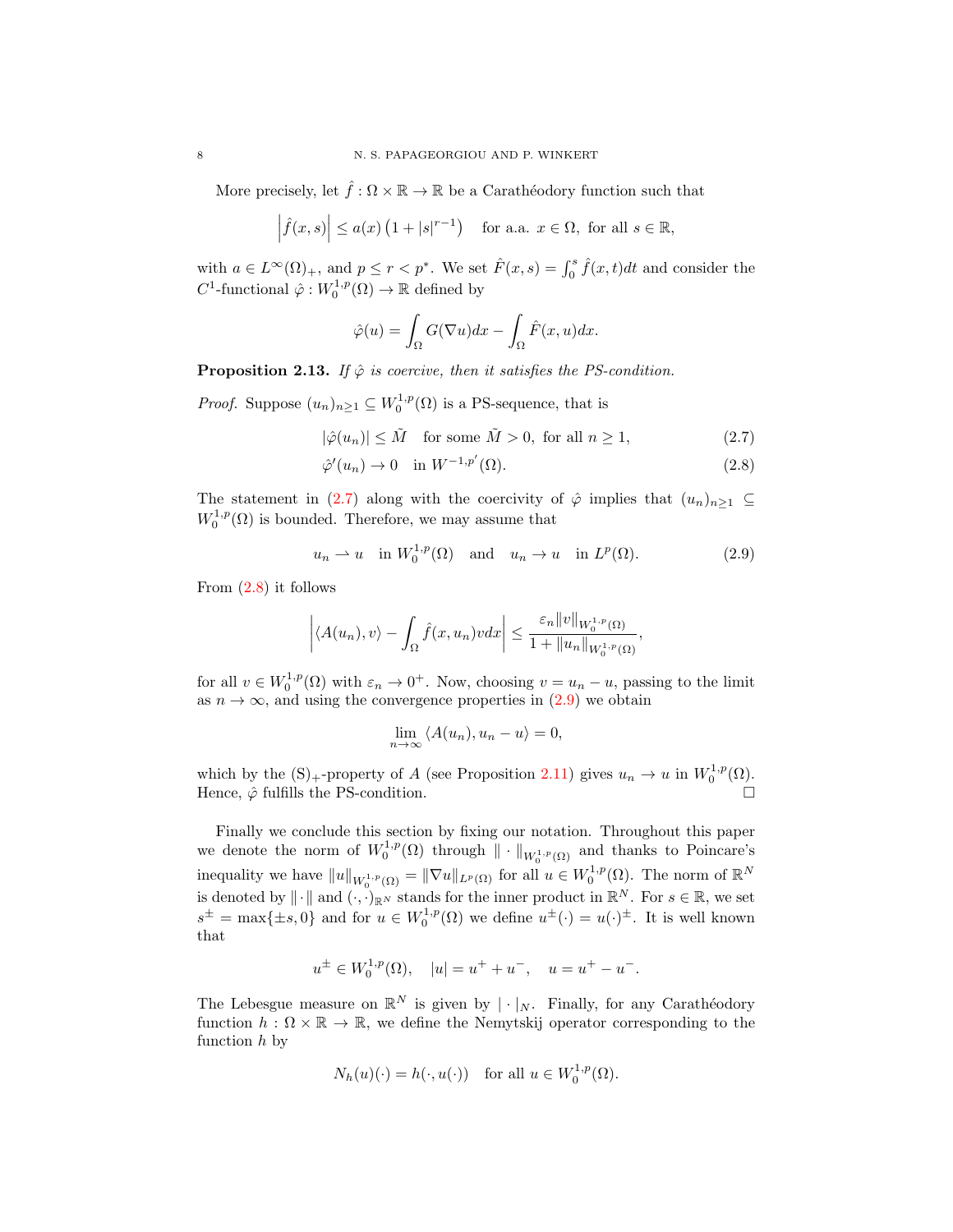More precisely, let $\hat{f}: \Omega \times \mathbb{R} \to \mathbb{R}$ be a Carathéodory function such that

$$\left|\hat{f}(x,s)\right| \leq a(x)\left(1+|s|^{r-1}\right) \quad \text{for a.a. } x \in \Omega, \text{ for all } s \in \mathbb{R},$$

with $a \in L^\infty(\Omega)_+$, and $p \leq r < p^*$. We set $\hat{F}(x,s) = \int_0^s \hat{f}(x,t)dt$ and consider the $C^1$-functional $\hat{\varphi}: W_0^{1,p}(\Omega) \to \mathbb{R}$ defined by

$$\hat{\varphi}(u) = \int_\Omega G(\nabla u)dx - \int_\Omega \hat{F}(x,u)dx.$$

**Proposition 2.13.** *If $\hat{\varphi}$ is coercive, then it satisfies the PS-condition.*

*Proof.* Suppose $(u_n)_{n\geq 1} \subseteq W_0^{1,p}(\Omega)$ is a PS-sequence, that is

$$|\hat{\varphi}(u_n)| \leq \tilde{M} \quad \text{for some } \tilde{M} > 0, \text{ for all } n \geq 1, \tag{2.7}$$

$$\hat{\varphi}'(u_n) \to 0 \quad \text{in } W^{-1,p'}(\Omega). \tag{2.8}$$

The statement in (2.7) along with the coercivity of $\hat{\varphi}$ implies that $(u_n)_{n\geq 1} \subseteq W_0^{1,p}(\Omega)$ is bounded. Therefore, we may assume that

$$u_n \rightharpoonup u \quad \text{in } W_0^{1,p}(\Omega) \quad \text{and} \quad u_n \to u \quad \text{in } L^p(\Omega). \tag{2.9}$$

From (2.8) it follows

$$\left|\langle A(u_n), v\rangle - \int_\Omega \hat{f}(x,u_n)v dx\right| \leq \frac{\varepsilon_n \|v\|_{W_0^{1,p}(\Omega)}}{1+\|u_n\|_{W_0^{1,p}(\Omega)}},$$

for all $v \in W_0^{1,p}(\Omega)$ with $\varepsilon_n \to 0^+$. Now, choosing $v = u_n - u$, passing to the limit as $n \to \infty$, and using the convergence properties in (2.9) we obtain

$$\lim_{n\to\infty} \langle A(u_n), u_n - u\rangle = 0,$$

which by the $(\mathrm{S})_+$-property of $A$ (see Proposition 2.11) gives $u_n \to u$ in $W_0^{1,p}(\Omega)$. Hence, $\hat{\varphi}$ fulfills the PS-condition. $\square$

Finally we conclude this section by fixing our notation. Throughout this paper we denote the norm of $W_0^{1,p}(\Omega)$ through $\|\cdot\|_{W_0^{1,p}(\Omega)}$ and thanks to Poincare's inequality we have $\|u\|_{W_0^{1,p}(\Omega)} = \|\nabla u\|_{L^p(\Omega)}$ for all $u \in W_0^{1,p}(\Omega)$. The norm of $\mathbb{R}^N$ is denoted by $\|\cdot\|$ and $(\cdot,\cdot)_{\mathbb{R}^N}$ stands for the inner product in $\mathbb{R}^N$. For $s \in \mathbb{R}$, we set $s^\pm = \max\{\pm s, 0\}$ and for $u \in W_0^{1,p}(\Omega)$ we define $u^\pm(\cdot) = u(\cdot)^\pm$. It is well known that

$$u^\pm \in W_0^{1,p}(\Omega), \quad |u| = u^+ + u^-, \quad u = u^+ - u^-.$$

The Lebesgue measure on $\mathbb{R}^N$ is given by $|\cdot|_N$. Finally, for any Carathéodory function $h: \Omega \times \mathbb{R} \to \mathbb{R}$, we define the Nemytskij operator corresponding to the function $h$ by

$$N_h(u)(\cdot) = h(\cdot, u(\cdot)) \quad \text{for all } u \in W_0^{1,p}(\Omega).$$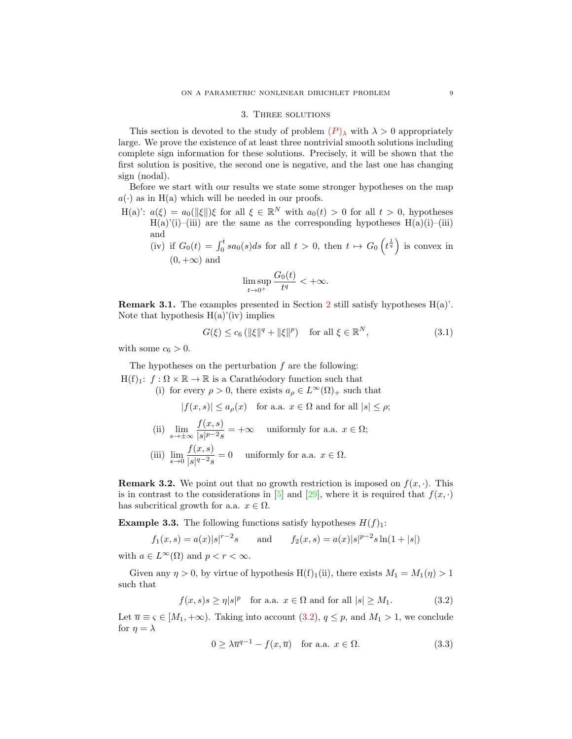## 3. Three solutions

This section is devoted to the study of problem $(P)_\lambda$ with $\lambda > 0$ appropriately large. We prove the existence of at least three nontrivial smooth solutions including complete sign information for these solutions. Precisely, it will be shown that the first solution is positive, the second one is negative, and the last one has changing sign (nodal).

Before we start with our results we state some stronger hypotheses on the map $a(\cdot)$ as in H(a) which will be needed in our proofs.

H(a)': $a(\xi) = a_0(\|\xi\|)\xi$ for all $\xi \in \mathbb{R}^N$ with $a_0(t) > 0$ for all $t > 0$, hypotheses H(a)'(i)–(iii) are the same as the corresponding hypotheses H(a)(i)–(iii) and

(iv) if $G_0(t) = \int_0^t s a_0(s) ds$ for all $t > 0$, then $t \mapsto G_0\left(t^{\frac{1}{q}}\right)$ is convex in $(0, +\infty)$ and

$$\limsup_{t\to 0^+} \frac{G_0(t)}{t^q} < +\infty.$$

**Remark 3.1.** The examples presented in Section 2 still satisfy hypotheses H(a)'. Note that hypothesis H(a)'(iv) implies

$$G(\xi) \leq c_6 \left(\|\xi\|^q + \|\xi\|^p\right) \quad \text{for all } \xi \in \mathbb{R}^N, \tag{3.1}$$

with some $c_6 > 0$.

The hypotheses on the perturbation $f$ are the following:

H(f)$_1$: $f : \Omega \times \mathbb{R} \to \mathbb{R}$ is a Carathéodory function such that

(i) for every $\rho > 0$, there exists $a_\rho \in L^\infty(\Omega)_+$ such that

$$|f(x, s)| \leq a_\rho(x) \quad \text{for a.a. } x \in \Omega \text{ and for all } |s| \leq \rho;$$

(ii) $\displaystyle\lim_{s\to\pm\infty} \frac{f(x, s)}{|s|^{p-2}s} = +\infty$ uniformly for a.a. $x \in \Omega$;

(iii) $\displaystyle\lim_{s\to 0} \frac{f(x, s)}{|s|^{q-2}s} = 0$ uniformly for a.a. $x \in \Omega$.

**Remark 3.2.** We point out that no growth restriction is imposed on $f(x, \cdot)$. This is in contrast to the considerations in [5] and [29], where it is required that $f(x, \cdot)$ has subcritical growth for a.a. $x \in \Omega$.

**Example 3.3.** The following functions satisfy hypotheses $H(f)_1$:

$$f_1(x, s) = a(x)|s|^{r-2}s \qquad \text{and} \qquad f_2(x, s) = a(x)|s|^{p-2}s \ln(1 + |s|)$$

with $a \in L^\infty(\Omega)$ and $p < r < \infty$.

Given any $\eta > 0$, by virtue of hypothesis H(f)$_1$(ii), there exists $M_1 = M_1(\eta) > 1$ such that

$$f(x, s)s \geq \eta |s|^p \quad \text{for a.a. } x \in \Omega \text{ and for all } |s| \geq M_1. \tag{3.2}$$

Let $\overline{u} \equiv \varsigma \in [M_1, +\infty)$. Taking into account (3.2), $q \leq p$, and $M_1 > 1$, we conclude for $\eta = \lambda$

$$0 \geq \lambda \overline{u}^{q-1} - f(x, \overline{u}) \quad \text{for a.a. } x \in \Omega. \tag{3.3}$$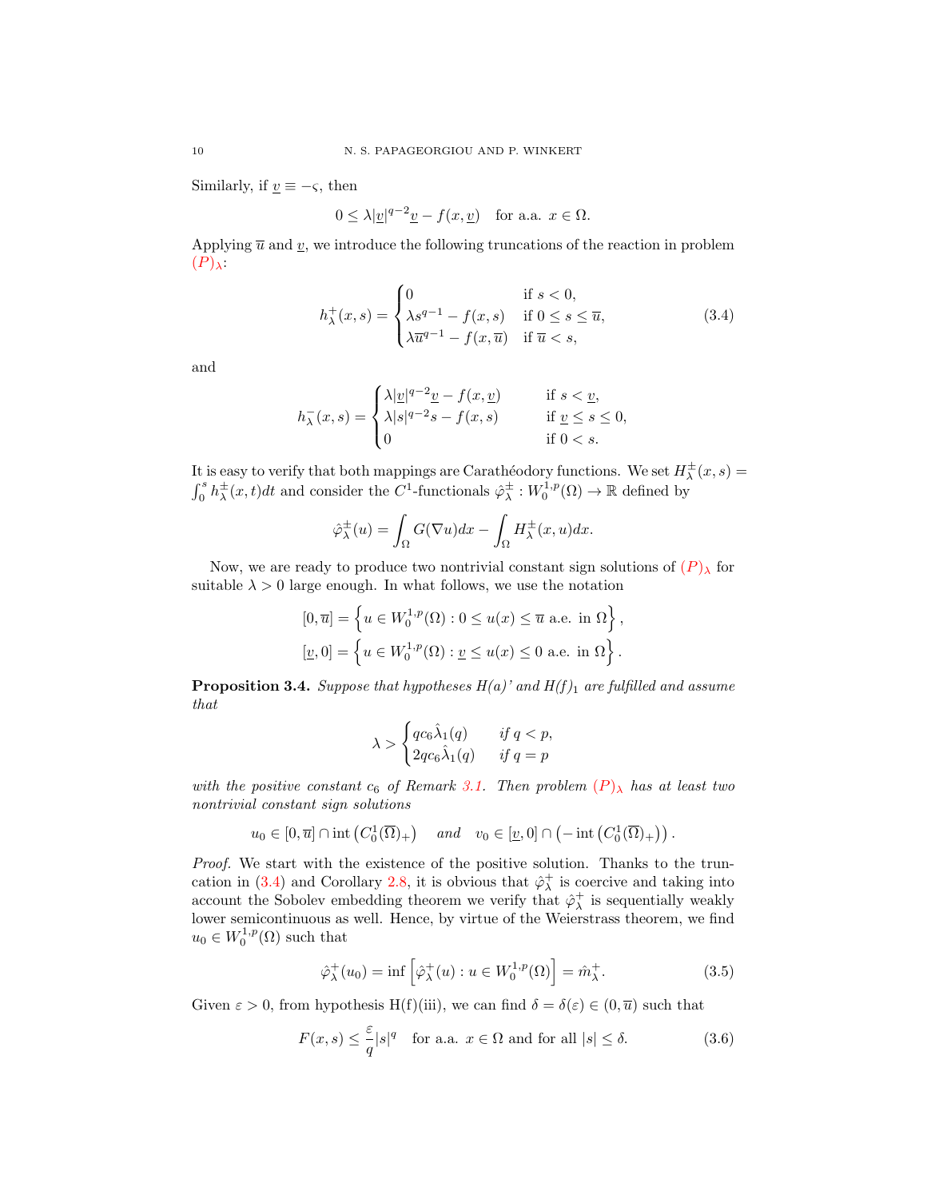Similarly, if $\underline{v} \equiv -\varsigma$, then

$$0 \leq \lambda |\underline{v}|^{q-2}\underline{v} - f(x, \underline{v}) \quad \text{for a.a. } x \in \Omega.$$

Applying $\overline{u}$ and $\underline{v}$, we introduce the following truncations of the reaction in problem $(P)_\lambda$:

$$h_\lambda^+(x,s) = \begin{cases} 0 & \text{if } s < 0, \\ \lambda s^{q-1} - f(x,s) & \text{if } 0 \leq s \leq \overline{u}, \\ \lambda \overline{u}^{q-1} - f(x, \overline{u}) & \text{if } \overline{u} < s, \end{cases} \tag{3.4}$$

and

$$h_\lambda^-(x,s) = \begin{cases} \lambda |\underline{v}|^{q-2}\underline{v} - f(x, \underline{v}) & \text{if } s < \underline{v}, \\ \lambda |s|^{q-2}s - f(x,s) & \text{if } \underline{v} \leq s \leq 0, \\ 0 & \text{if } 0 < s. \end{cases}$$

It is easy to verify that both mappings are Carathéodory functions. We set $H_\lambda^\pm(x,s) = \int_0^s h_\lambda^\pm(x,t)dt$ and consider the $C^1$-functionals $\hat{\varphi}_\lambda^\pm : W_0^{1,p}(\Omega) \to \mathbb{R}$ defined by

$$\hat{\varphi}_\lambda^\pm(u) = \int_\Omega G(\nabla u) dx - \int_\Omega H_\lambda^\pm(x,u) dx.$$

Now, we are ready to produce two nontrivial constant sign solutions of $(P)_\lambda$ for suitable $\lambda > 0$ large enough. In what follows, we use the notation

$$[0, \overline{u}] = \left\{ u \in W_0^{1,p}(\Omega) : 0 \leq u(x) \leq \overline{u} \text{ a.e. in } \Omega \right\},$$
$$[\underline{v}, 0] = \left\{ u \in W_0^{1,p}(\Omega) : \underline{v} \leq u(x) \leq 0 \text{ a.e. in } \Omega \right\}.$$

**Proposition 3.4.** *Suppose that hypotheses H(a)' and H(f)$_1$ are fulfilled and assume that*

$$\lambda > \begin{cases} qc_6 \hat{\lambda}_1(q) & \text{if } q < p, \\ 2qc_6 \hat{\lambda}_1(q) & \text{if } q = p \end{cases}$$

*with the positive constant $c_6$ of Remark 3.1. Then problem $(P)_\lambda$ has at least two nontrivial constant sign solutions*

$$u_0 \in [0, \overline{u}] \cap \operatorname{int}\left(C_0^1(\overline{\Omega})_+\right) \quad \text{and} \quad v_0 \in [\underline{v}, 0] \cap \left(-\operatorname{int}\left(C_0^1(\overline{\Omega})_+\right)\right).$$

*Proof.* We start with the existence of the positive solution. Thanks to the truncation in (3.4) and Corollary 2.8, it is obvious that $\hat{\varphi}_\lambda^+$ is coercive and taking into account the Sobolev embedding theorem we verify that $\hat{\varphi}_\lambda^+$ is sequentially weakly lower semicontinuous as well. Hence, by virtue of the Weierstrass theorem, we find $u_0 \in W_0^{1,p}(\Omega)$ such that

$$\hat{\varphi}_\lambda^+(u_0) = \inf \left[ \hat{\varphi}_\lambda^+(u) : u \in W_0^{1,p}(\Omega) \right] = \hat{m}_\lambda^+. \tag{3.5}$$

Given $\varepsilon > 0$, from hypothesis H(f)(iii), we can find $\delta = \delta(\varepsilon) \in (0, \overline{u})$ such that

$$F(x,s) \leq \frac{\varepsilon}{q}|s|^q \quad \text{for a.a. } x \in \Omega \text{ and for all } |s| \leq \delta. \tag{3.6}$$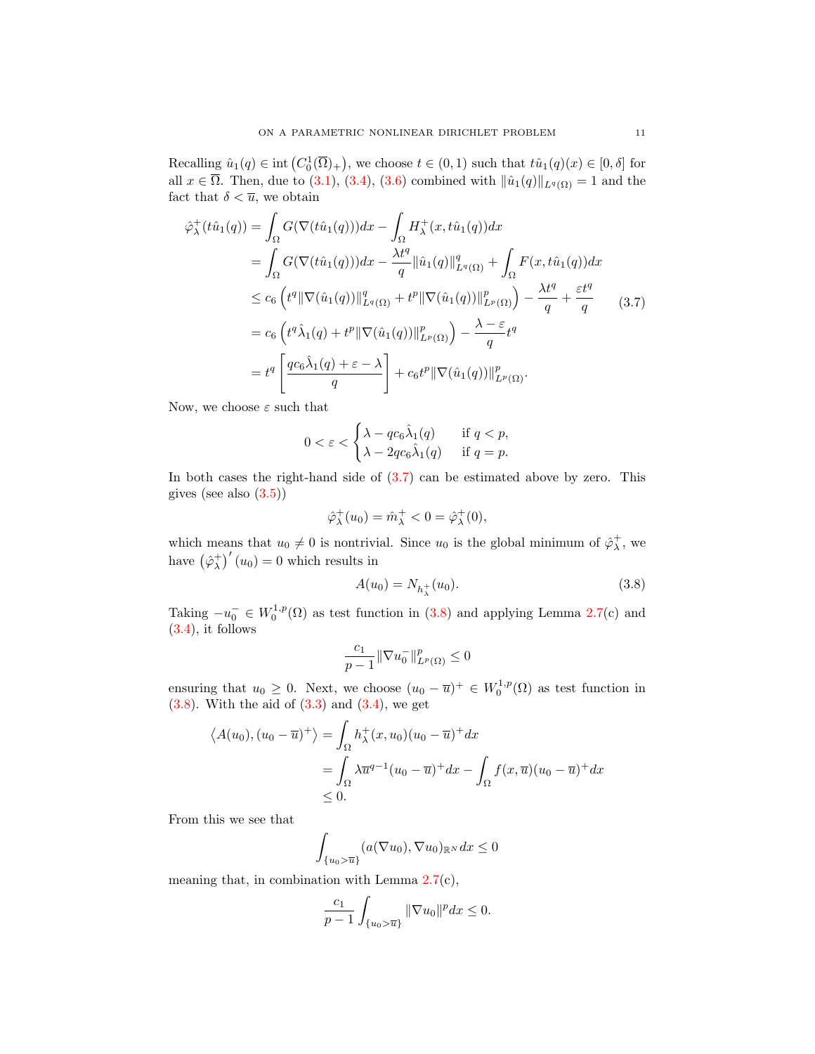Recalling $\hat{u}_1(q) \in \operatorname{int}\left(C_0^1(\overline{\Omega})_+\right)$, we choose $t \in (0,1)$ such that $t\hat{u}_1(q)(x) \in [0,\delta]$ for all $x \in \overline{\Omega}$. Then, due to (3.1), (3.4), (3.6) combined with $\|\hat{u}_1(q)\|_{L^q(\Omega)} = 1$ and the fact that $\delta < \overline{u}$, we obtain

$$
\begin{aligned}
\hat{\varphi}_\lambda^+(t\hat{u}_1(q)) &= \int_\Omega G(\nabla(t\hat{u}_1(q)))dx - \int_\Omega H_\lambda^+(x, t\hat{u}_1(q))dx \\
&= \int_\Omega G(\nabla(t\hat{u}_1(q)))dx - \frac{\lambda t^q}{q}\|\hat{u}_1(q)\|_{L^q(\Omega)}^q + \int_\Omega F(x, t\hat{u}_1(q))dx \\
&\leq c_6\left(t^q\|\nabla(\hat{u}_1(q))\|_{L^q(\Omega)}^q + t^p\|\nabla(\hat{u}_1(q))\|_{L^p(\Omega)}^p\right) - \frac{\lambda t^q}{q} + \frac{\varepsilon t^q}{q} \\
&= c_6\left(t^q\hat{\lambda}_1(q) + t^p\|\nabla(\hat{u}_1(q))\|_{L^p(\Omega)}^p\right) - \frac{\lambda-\varepsilon}{q}t^q \\
&= t^q\left[\frac{qc_6\hat{\lambda}_1(q) + \varepsilon - \lambda}{q}\right] + c_6t^p\|\nabla(\hat{u}_1(q))\|_{L^p(\Omega)}^p.
\end{aligned} \tag{3.7}
$$

Now, we choose $\varepsilon$ such that

$$
0 < \varepsilon < \begin{cases} \lambda - qc_6\hat{\lambda}_1(q) & \text{if } q < p, \\ \lambda - 2qc_6\hat{\lambda}_1(q) & \text{if } q = p. \end{cases}
$$

In both cases the right-hand side of (3.7) can be estimated above by zero. This gives (see also (3.5))

$$
\hat{\varphi}_\lambda^+(u_0) = \hat{m}_\lambda^+ < 0 = \hat{\varphi}_\lambda^+(0),
$$

which means that $u_0 \neq 0$ is nontrivial. Since $u_0$ is the global minimum of $\hat{\varphi}_\lambda^+$, we have $\left(\hat{\varphi}_\lambda^+\right)'(u_0) = 0$ which results in

$$
A(u_0) = N_{h_\lambda^+}(u_0). \tag{3.8}
$$

Taking $-u_0^- \in W_0^{1,p}(\Omega)$ as test function in (3.8) and applying Lemma 2.7(c) and (3.4), it follows

$$
\frac{c_1}{p-1}\|\nabla u_0^-\|_{L^p(\Omega)}^p \leq 0
$$

ensuring that $u_0 \geq 0$. Next, we choose $(u_0 - \overline{u})^+ \in W_0^{1,p}(\Omega)$ as test function in (3.8). With the aid of (3.3) and (3.4), we get

$$
\begin{aligned}
\left\langle A(u_0), (u_0-\overline{u})^+\right\rangle &= \int_\Omega h_\lambda^+(x,u_0)(u_0-\overline{u})^+dx \\
&= \int_\Omega \lambda\overline{u}^{q-1}(u_0-\overline{u})^+dx - \int_\Omega f(x,\overline{u})(u_0-\overline{u})^+dx \\
&\leq 0.
\end{aligned}
$$

From this we see that

$$
\int_{\{u_0>\overline{u}\}} (a(\nabla u_0), \nabla u_0)_{\mathbb{R}^N}dx \leq 0
$$

meaning that, in combination with Lemma 2.7(c),

$$
\frac{c_1}{p-1}\int_{\{u_0>\overline{u}\}} \|\nabla u_0\|^p dx \leq 0.
$$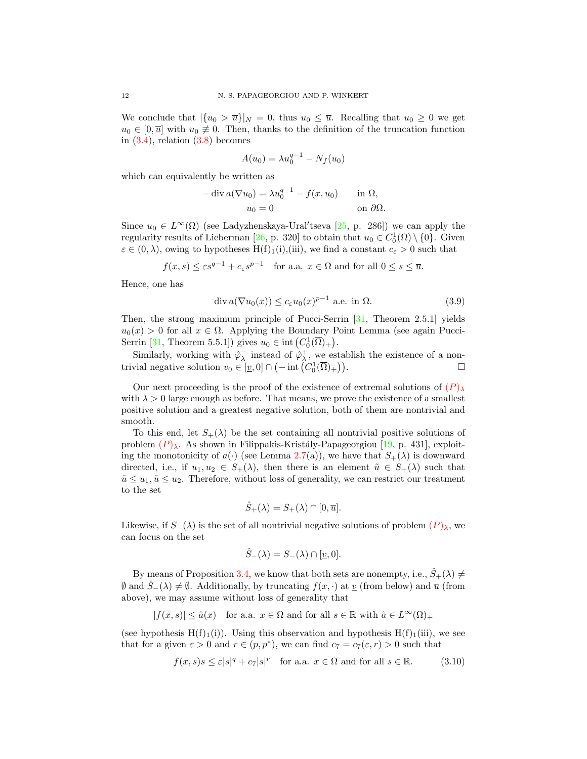We conclude that $|\{u_0 > \overline{u}\}|_N = 0$, thus $u_0 \leq \overline{u}$. Recalling that $u_0 \geq 0$ we get $u_0 \in [0, \overline{u}]$ with $u_0 \not\equiv 0$. Then, thanks to the definition of the truncation function in (3.4), relation (3.8) becomes

$$A(u_0) = \lambda u_0^{q-1} - N_f(u_0)$$

which can equivalently be written as

$$\begin{aligned} -\operatorname{div} a(\nabla u_0) &= \lambda u_0^{q-1} - f(x, u_0) \qquad && \text{in } \Omega, \\ u_0 &= 0 && \text{on } \partial\Omega. \end{aligned}$$

Since $u_0 \in L^\infty(\Omega)$ (see Ladyzhenskaya-Ural′tseva [25, p. 286]) we can apply the regularity results of Lieberman [26, p. 320] to obtain that $u_0 \in C_0^1(\overline{\Omega}) \setminus \{0\}$. Given $\varepsilon \in (0, \lambda)$, owing to hypotheses H(f)$_1$(i),(iii), we find a constant $c_\varepsilon > 0$ such that

$$f(x, s) \leq \varepsilon s^{q-1} + c_\varepsilon s^{p-1} \quad \text{for a.a. } x \in \Omega \text{ and for all } 0 \leq s \leq \overline{u}.$$

Hence, one has

$$\operatorname{div} a(\nabla u_0(x)) \leq c_\varepsilon u_0(x)^{p-1} \text{ a.e. in } \Omega. \tag{3.9}$$

Then, the strong maximum principle of Pucci-Serrin [31, Theorem 2.5.1] yields $u_0(x) > 0$ for all $x \in \Omega$. Applying the Boundary Point Lemma (see again Pucci-Serrin [31, Theorem 5.5.1]) gives $u_0 \in \operatorname{int}\left(C_0^1(\overline{\Omega})_+\right)$.

Similarly, working with $\hat{\varphi}_\lambda^-$ instead of $\hat{\varphi}_\lambda^+$, we establish the existence of a nontrivial negative solution $v_0 \in [\underline{v}, 0] \cap \left(-\operatorname{int}\left(C_0^1(\overline{\Omega})_+\right)\right)$. $\square$

Our next proceeding is the proof of the existence of extremal solutions of $(P)_\lambda$ with $\lambda > 0$ large enough as before. That means, we prove the existence of a smallest positive solution and a greatest negative solution, both of them are nontrivial and smooth.

To this end, let $S_+(\lambda)$ be the set containing all nontrivial positive solutions of problem $(P)_\lambda$. As shown in Filippakis-Kristály-Papageorgiou [19, p. 431], exploiting the monotonicity of $a(\cdot)$ (see Lemma 2.7(a)), we have that $S_+(\lambda)$ is downward directed, i.e., if $u_1, u_2 \in S_+(\lambda)$, then there is an element $\tilde{u} \in S_+(\lambda)$ such that $\tilde{u} \leq u_1, \tilde{u} \leq u_2$. Therefore, without loss of generality, we can restrict our treatment to the set

$$\hat{S}_+(\lambda) = S_+(\lambda) \cap [0, \overline{u}].$$

Likewise, if $S_-(\lambda)$ is the set of all nontrivial negative solutions of problem $(P)_\lambda$, we can focus on the set

$$\hat{S}_-(\lambda) = S_-(\lambda) \cap [\underline{v}, 0].$$

By means of Proposition 3.4, we know that both sets are nonempty, i.e., $\hat{S}_+(\lambda) \neq \emptyset$ and $\hat{S}_-(\lambda) \neq \emptyset$. Additionally, by truncating $f(x, \cdot)$ at $\underline{v}$ (from below) and $\overline{u}$ (from above), we may assume without loss of generality that

$$|f(x, s)| \leq \hat{a}(x) \quad \text{for a.a. } x \in \Omega \text{ and for all } s \in \mathbb{R} \text{ with } \hat{a} \in L^\infty(\Omega)_+$$

(see hypothesis H(f)$_1$(i)). Using this observation and hypothesis H(f)$_1$(iii), we see that for a given $\varepsilon > 0$ and $r \in (p, p^*)$, we can find $c_7 = c_7(\varepsilon, r) > 0$ such that

$$f(x, s)s \leq \varepsilon |s|^q + c_7 |s|^r \quad \text{for a.a. } x \in \Omega \text{ and for all } s \in \mathbb{R}. \tag{3.10}$$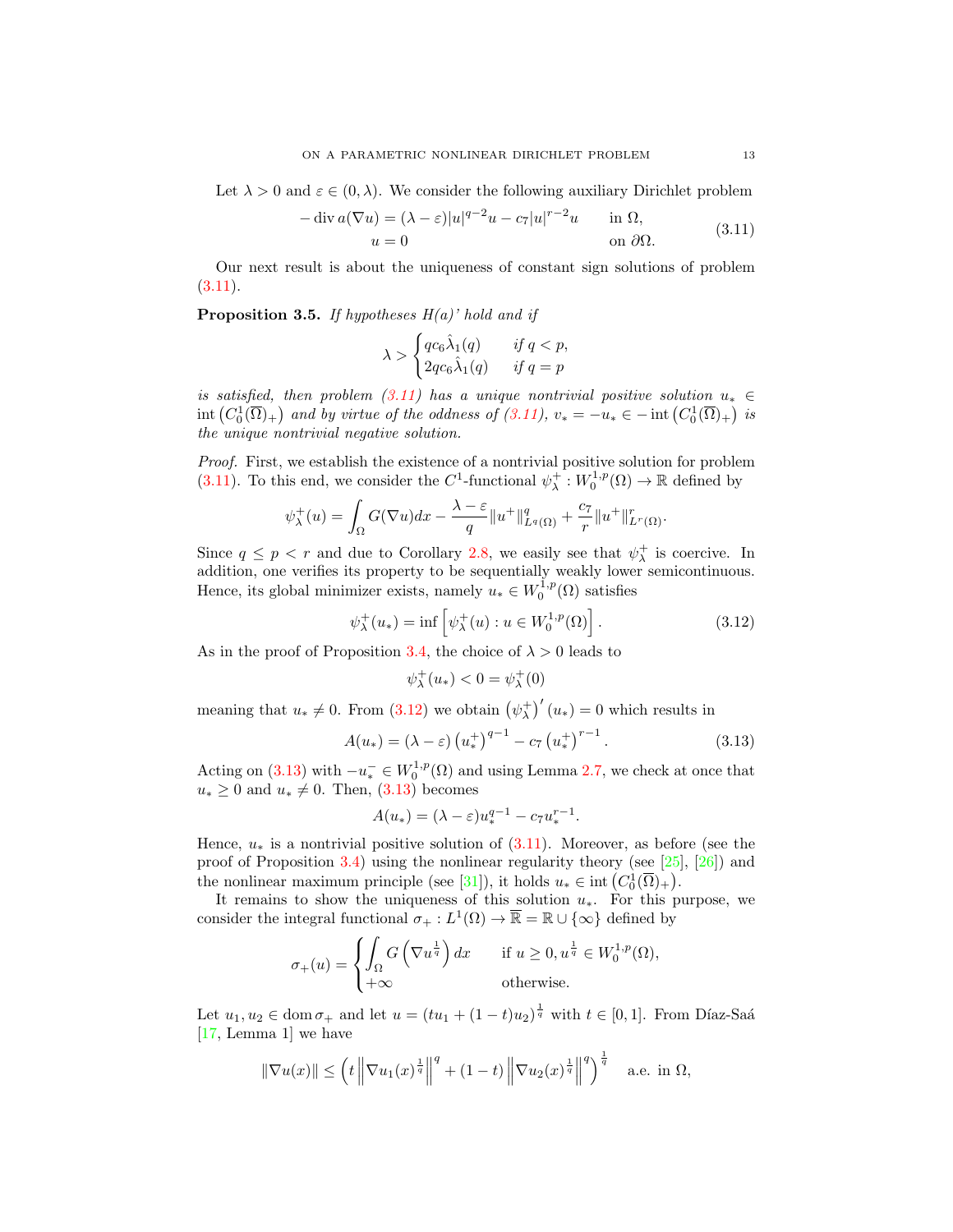Let $\lambda > 0$ and $\varepsilon \in (0, \lambda)$. We consider the following auxiliary Dirichlet problem

$$
\begin{aligned}
-\operatorname{div} a(\nabla u) &= (\lambda - \varepsilon)|u|^{q-2}u - c_7|u|^{r-2}u \qquad &&\text{in } \Omega,\\
u &= 0 &&\text{on } \partial\Omega.
\end{aligned}
\tag{3.11}
$$

Our next result is about the uniqueness of constant sign solutions of problem (3.11).

**Proposition 3.5.** *If hypotheses H(a)' hold and if*

$$
\lambda > \begin{cases} qc_6\hat{\lambda}_1(q) & \text{if } q < p,\\ 2qc_6\hat{\lambda}_1(q) & \text{if } q = p\end{cases}
$$

*is satisfied, then problem (3.11) has a unique nontrivial positive solution $u_* \in \operatorname{int}\left(C_0^1(\overline{\Omega})_+\right)$ and by virtue of the oddness of (3.11), $v_* = -u_* \in -\operatorname{int}\left(C_0^1(\overline{\Omega})_+\right)$ is the unique nontrivial negative solution.*

*Proof.* First, we establish the existence of a nontrivial positive solution for problem (3.11). To this end, we consider the $C^1$-functional $\psi_\lambda^+ : W_0^{1,p}(\Omega) \to \mathbb{R}$ defined by

$$
\psi_\lambda^+(u) = \int_\Omega G(\nabla u)dx - \frac{\lambda - \varepsilon}{q}\|u^+\|_{L^q(\Omega)}^q + \frac{c_7}{r}\|u^+\|_{L^r(\Omega)}^r.
$$

Since $q \le p < r$ and due to Corollary 2.8, we easily see that $\psi_\lambda^+$ is coercive. In addition, one verifies its property to be sequentially weakly lower semicontinuous. Hence, its global minimizer exists, namely $u_* \in W_0^{1,p}(\Omega)$ satisfies

$$
\psi_\lambda^+(u_*) = \inf\left[\psi_\lambda^+(u) : u \in W_0^{1,p}(\Omega)\right]. \tag{3.12}
$$

As in the proof of Proposition 3.4, the choice of $\lambda > 0$ leads to

$$
\psi_\lambda^+(u_*) < 0 = \psi_\lambda^+(0)
$$

meaning that $u_* \neq 0$. From (3.12) we obtain $\left(\psi_\lambda^+\right)'(u_*) = 0$ which results in

$$
A(u_*) = (\lambda - \varepsilon)\left(u_*^+\right)^{q-1} - c_7\left(u_*^+\right)^{r-1}. \tag{3.13}
$$

Acting on (3.13) with $-u_*^- \in W_0^{1,p}(\Omega)$ and using Lemma 2.7, we check at once that $u_* \ge 0$ and $u_* \neq 0$. Then, (3.13) becomes

$$
A(u_*) = (\lambda - \varepsilon)u_*^{q-1} - c_7u_*^{r-1}.
$$

Hence, $u_*$ is a nontrivial positive solution of (3.11). Moreover, as before (see the proof of Proposition 3.4) using the nonlinear regularity theory (see [25], [26]) and the nonlinear maximum principle (see [31]), it holds $u_* \in \operatorname{int}\left(C_0^1(\overline{\Omega})_+\right)$.

It remains to show the uniqueness of this solution $u_*$. For this purpose, we consider the integral functional $\sigma_+ : L^1(\Omega) \to \overline{\mathbb{R}} = \mathbb{R} \cup \{\infty\}$ defined by

$$
\sigma_+(u) = \begin{cases} \displaystyle\int_\Omega G\left(\nabla u^{\frac{1}{q}}\right)dx & \text{if } u \ge 0, u^{\frac{1}{q}} \in W_0^{1,p}(\Omega),\\ +\infty & \text{otherwise.}\end{cases}
$$

Let $u_1, u_2 \in \operatorname{dom}\sigma_+$ and let $u = (tu_1 + (1-t)u_2)^{\frac{1}{q}}$ with $t \in [0,1]$. From Díaz-Saá [17, Lemma 1] we have

$$
\|\nabla u(x)\| \le \left(t\left\|\nabla u_1(x)^{\frac{1}{q}}\right\|^q + (1-t)\left\|\nabla u_2(x)^{\frac{1}{q}}\right\|^q\right)^{\frac{1}{q}} \quad \text{a.e. in } \Omega,
$$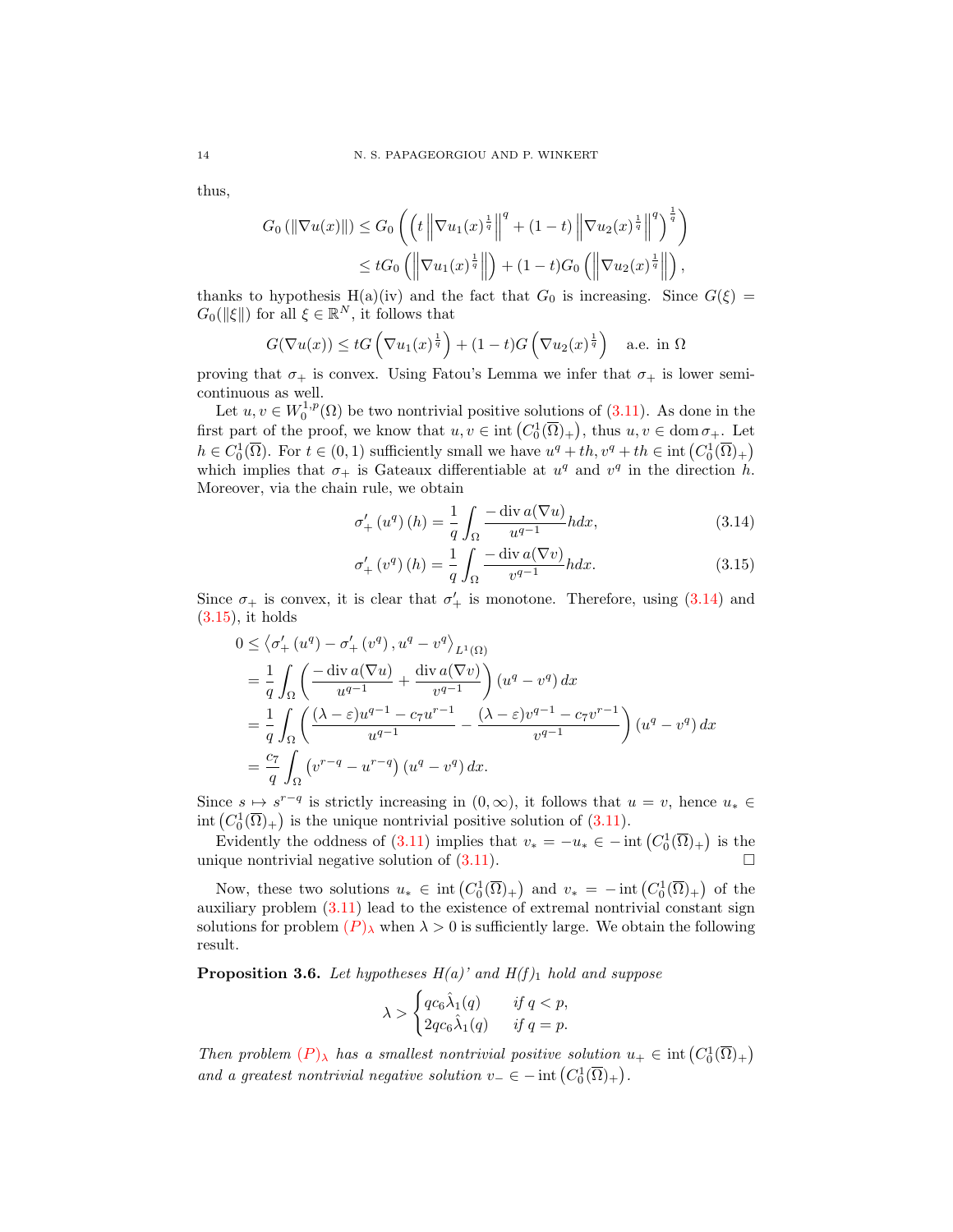thus,

$$
\begin{aligned}
G_0\left(\|\nabla u(x)\|\right) &\leq G_0\left(\left(t\left\|\nabla u_1(x)^{\frac{1}{q}}\right\|^q + (1-t)\left\|\nabla u_2(x)^{\frac{1}{q}}\right\|^q\right)^{\frac{1}{q}}\right)\\
&\leq tG_0\left(\left\|\nabla u_1(x)^{\frac{1}{q}}\right\|\right) + (1-t)G_0\left(\left\|\nabla u_2(x)^{\frac{1}{q}}\right\|\right),
\end{aligned}
$$

thanks to hypothesis H(a)(iv) and the fact that $G_0$ is increasing. Since $G(\xi) = G_0(\|\xi\|)$ for all $\xi \in \mathbb{R}^N$, it follows that

$$
G(\nabla u(x)) \leq tG\left(\nabla u_1(x)^{\frac{1}{q}}\right) + (1-t)G\left(\nabla u_2(x)^{\frac{1}{q}}\right) \quad \text{a.e. in } \Omega
$$

proving that $\sigma_+$ is convex. Using Fatou's Lemma we infer that $\sigma_+$ is lower semicontinuous as well.

Let $u, v \in W_0^{1,p}(\Omega)$ be two nontrivial positive solutions of (3.11). As done in the first part of the proof, we know that $u, v \in \operatorname{int}\left(C_0^1(\overline{\Omega})_+\right)$, thus $u, v \in \operatorname{dom}\sigma_+$. Let $h \in C_0^1(\overline{\Omega})$. For $t \in (0,1)$ sufficiently small we have $u^q + th, v^q + th \in \operatorname{int}\left(C_0^1(\overline{\Omega})_+\right)$ which implies that $\sigma_+$ is Gateaux differentiable at $u^q$ and $v^q$ in the direction $h$. Moreover, via the chain rule, we obtain

$$
\sigma_+'\left(u^q\right)(h) = \frac{1}{q}\int_\Omega \frac{-\operatorname{div} a(\nabla u)}{u^{q-1}} h\,dx, \tag{3.14}
$$

$$
\sigma_+'\left(v^q\right)(h) = \frac{1}{q}\int_\Omega \frac{-\operatorname{div} a(\nabla v)}{v^{q-1}} h\,dx. \tag{3.15}
$$

Since $\sigma_+$ is convex, it is clear that $\sigma_+'$ is monotone. Therefore, using (3.14) and (3.15), it holds

$$
\begin{aligned}
0 &\leq \left\langle \sigma_+'\left(u^q\right) - \sigma_+'\left(v^q\right), u^q - v^q\right\rangle_{L^1(\Omega)}\\
&= \frac{1}{q}\int_\Omega \left(\frac{-\operatorname{div} a(\nabla u)}{u^{q-1}} + \frac{\operatorname{div} a(\nabla v)}{v^{q-1}}\right)\left(u^q - v^q\right) dx\\
&= \frac{1}{q}\int_\Omega \left(\frac{(\lambda-\varepsilon)u^{q-1} - c_7 u^{r-1}}{u^{q-1}} - \frac{(\lambda-\varepsilon)v^{q-1} - c_7 v^{r-1}}{v^{q-1}}\right)\left(u^q - v^q\right) dx\\
&= \frac{c_7}{q}\int_\Omega \left(v^{r-q} - u^{r-q}\right)\left(u^q - v^q\right) dx.
\end{aligned}
$$

Since $s \mapsto s^{r-q}$ is strictly increasing in $(0,\infty)$, it follows that $u = v$, hence $u_* \in \operatorname{int}\left(C_0^1(\overline{\Omega})_+\right)$ is the unique nontrivial positive solution of (3.11).

Evidently the oddness of (3.11) implies that $v_* = -u_* \in -\operatorname{int}\left(C_0^1(\overline{\Omega})_+\right)$ is the unique nontrivial negative solution of (3.11). $\square$

Now, these two solutions $u_* \in \operatorname{int}\left(C_0^1(\overline{\Omega})_+\right)$ and $v_* = -\operatorname{int}\left(C_0^1(\overline{\Omega})_+\right)$ of the auxiliary problem (3.11) lead to the existence of extremal nontrivial constant sign solutions for problem $(P)_\lambda$ when $\lambda > 0$ is sufficiently large. We obtain the following result.

**Proposition 3.6.** *Let hypotheses H(a)' and H(f)$_1$ hold and suppose*

$$
\lambda > \begin{cases} qc_6\hat{\lambda}_1(q) & \text{if } q < p,\\ 2qc_6\hat{\lambda}_1(q) & \text{if } q = p.\end{cases}
$$

*Then problem $(P)_\lambda$ has a smallest nontrivial positive solution $u_+ \in \operatorname{int}\left(C_0^1(\overline{\Omega})_+\right)$ and a greatest nontrivial negative solution $v_- \in -\operatorname{int}\left(C_0^1(\overline{\Omega})_+\right)$.*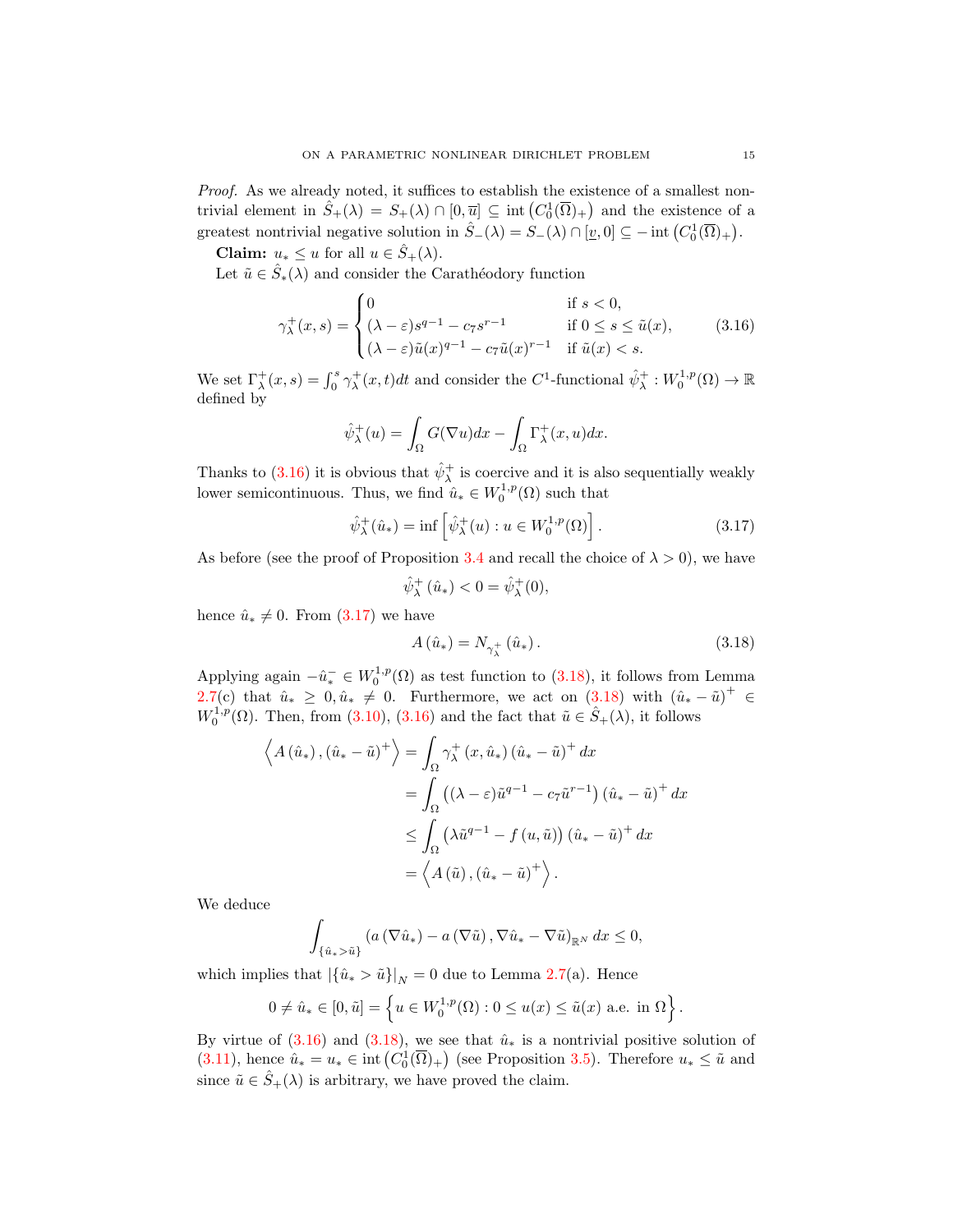*Proof.* As we already noted, it suffices to establish the existence of a smallest nontrivial element in $\hat{S}_+(\lambda) = S_+(\lambda) \cap [0, \overline{u}] \subseteq \operatorname{int}\left(C_0^1(\overline{\Omega})_+\right)$ and the existence of a greatest nontrivial negative solution in $\hat{S}_-(\lambda) = S_-(\lambda) \cap [\underline{v}, 0] \subseteq -\operatorname{int}\left(C_0^1(\overline{\Omega})_+\right)$.

**Claim:** $u_* \leq u$ for all $u \in \hat{S}_+(\lambda)$.

Let $\tilde{u} \in \hat{S}_*(\lambda)$ and consider the Carathéodory function

$$\gamma_\lambda^+(x,s) = \begin{cases} 0 & \text{if } s < 0, \\ (\lambda - \varepsilon)s^{q-1} - c_7 s^{r-1} & \text{if } 0 \leq s \leq \tilde{u}(x), \\ (\lambda - \varepsilon)\tilde{u}(x)^{q-1} - c_7 \tilde{u}(x)^{r-1} & \text{if } \tilde{u}(x) < s. \end{cases} \tag{3.16}$$

We set $\Gamma_\lambda^+(x,s) = \int_0^s \gamma_\lambda^+(x,t)dt$ and consider the $C^1$-functional $\hat{\psi}_\lambda^+ : W_0^{1,p}(\Omega) \to \mathbb{R}$ defined by

$$\hat{\psi}_\lambda^+(u) = \int_\Omega G(\nabla u)dx - \int_\Omega \Gamma_\lambda^+(x,u)dx.$$

Thanks to (3.16) it is obvious that $\hat{\psi}_\lambda^+$ is coercive and it is also sequentially weakly lower semicontinuous. Thus, we find $\hat{u}_* \in W_0^{1,p}(\Omega)$ such that

$$\hat{\psi}_\lambda^+(\hat{u}_*) = \inf\left[\hat{\psi}_\lambda^+(u) : u \in W_0^{1,p}(\Omega)\right]. \tag{3.17}$$

As before (see the proof of Proposition 3.4 and recall the choice of $\lambda > 0$), we have

$$\hat{\psi}_\lambda^+(\hat{u}_*) < 0 = \hat{\psi}_\lambda^+(0),$$

hence $\hat{u}_* \neq 0$. From (3.17) we have

$$A(\hat{u}_*) = N_{\gamma_\lambda^+}(\hat{u}_*). \tag{3.18}$$

Applying again $-\hat{u}_*^- \in W_0^{1,p}(\Omega)$ as test function to (3.18), it follows from Lemma 2.7(c) that $\hat{u}_* \geq 0, \hat{u}_* \neq 0$. Furthermore, we act on (3.18) with $(\hat{u}_* - \tilde{u})^+ \in W_0^{1,p}(\Omega)$. Then, from (3.10), (3.16) and the fact that $\tilde{u} \in \hat{S}_+(\lambda)$, it follows

$$\begin{aligned}
\left\langle A(\hat{u}_*), (\hat{u}_* - \tilde{u})^+ \right\rangle &= \int_\Omega \gamma_\lambda^+(x, \hat{u}_*)(\hat{u}_* - \tilde{u})^+ dx \\
&= \int_\Omega \left((\lambda - \varepsilon)\tilde{u}^{q-1} - c_7\tilde{u}^{r-1}\right)(\hat{u}_* - \tilde{u})^+ dx \\
&\leq \int_\Omega \left(\lambda \tilde{u}^{q-1} - f(u, \tilde{u})\right)(\hat{u}_* - \tilde{u})^+ dx \\
&= \left\langle A(\tilde{u}), (\hat{u}_* - \tilde{u})^+ \right\rangle.
\end{aligned}$$

We deduce

$$\int_{\{\hat{u}_* > \tilde{u}\}} \left(a(\nabla \hat{u}_*) - a(\nabla \tilde{u}), \nabla \hat{u}_* - \nabla \tilde{u}\right)_{\mathbb{R}^N} dx \leq 0,$$

which implies that $|\{\hat{u}_* > \tilde{u}\}|_N = 0$ due to Lemma 2.7(a). Hence

$$0 \neq \hat{u}_* \in [0, \tilde{u}] = \left\{u \in W_0^{1,p}(\Omega) : 0 \leq u(x) \leq \tilde{u}(x) \text{ a.e. in } \Omega\right\}.$$

By virtue of (3.16) and (3.18), we see that $\hat{u}_*$ is a nontrivial positive solution of (3.11), hence $\hat{u}_* = u_* \in \operatorname{int}\left(C_0^1(\overline{\Omega})_+\right)$ (see Proposition 3.5). Therefore $u_* \leq \tilde{u}$ and since $\tilde{u} \in \hat{S}_+(\lambda)$ is arbitrary, we have proved the claim.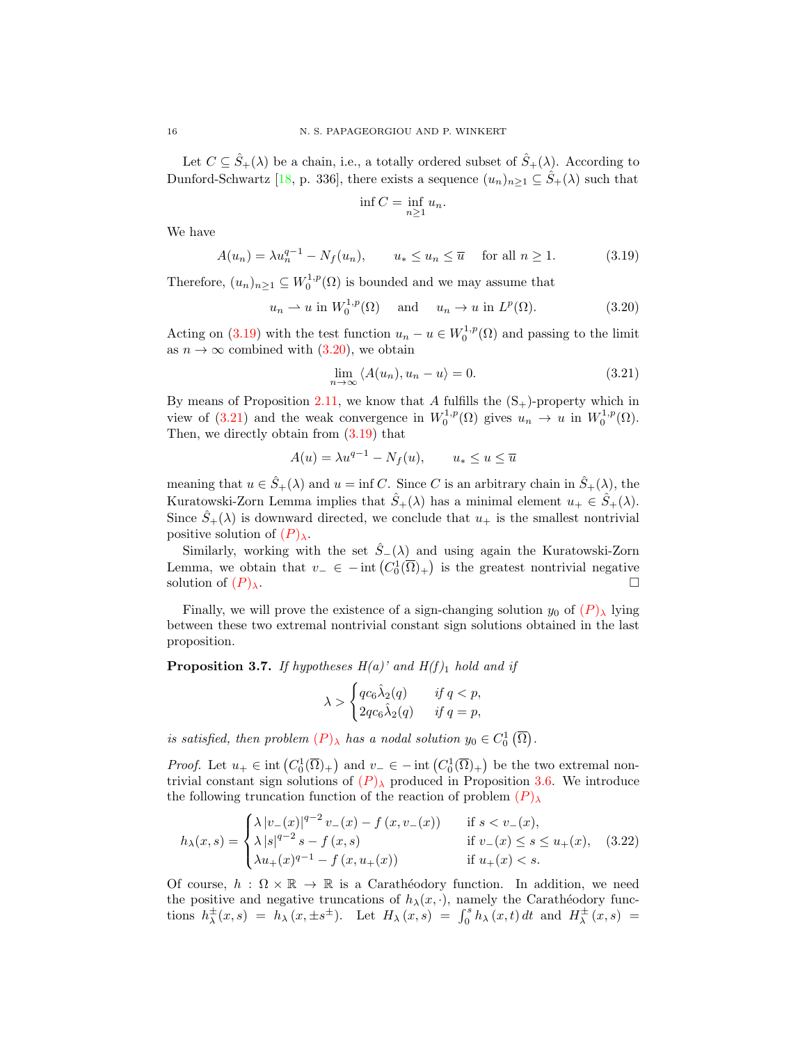Let $C \subseteq \hat{S}_+(\lambda)$ be a chain, i.e., a totally ordered subset of $\hat{S}_+(\lambda)$. According to Dunford-Schwartz [18, p. 336], there exists a sequence $(u_n)_{n\geq 1} \subseteq \hat{S}_+(\lambda)$ such that

$$\inf C = \inf_{n\geq 1} u_n.$$

We have

$$A(u_n) = \lambda u_n^{q-1} - N_f(u_n), \qquad u_* \leq u_n \leq \overline{u} \quad \text{for all } n \geq 1. \tag{3.19}$$

Therefore, $(u_n)_{n\geq 1} \subseteq W_0^{1,p}(\Omega)$ is bounded and we may assume that

$$u_n \rightharpoonup u \text{ in } W_0^{1,p}(\Omega) \quad \text{and} \quad u_n \to u \text{ in } L^p(\Omega). \tag{3.20}$$

Acting on (3.19) with the test function $u_n - u \in W_0^{1,p}(\Omega)$ and passing to the limit as $n \to \infty$ combined with (3.20), we obtain

$$\lim_{n\to\infty} \langle A(u_n), u_n - u\rangle = 0. \tag{3.21}$$

By means of Proposition 2.11, we know that $A$ fulfills the $(\mathrm{S}_+)$-property which in view of (3.21) and the weak convergence in $W_0^{1,p}(\Omega)$ gives $u_n \to u$ in $W_0^{1,p}(\Omega)$. Then, we directly obtain from (3.19) that

$$A(u) = \lambda u^{q-1} - N_f(u), \qquad u_* \leq u \leq \overline{u}$$

meaning that $u \in \hat{S}_+(\lambda)$ and $u = \inf C$. Since $C$ is an arbitrary chain in $\hat{S}_+(\lambda)$, the Kuratowski-Zorn Lemma implies that $\hat{S}_+(\lambda)$ has a minimal element $u_+ \in \hat{S}_+(\lambda)$. Since $\hat{S}_+(\lambda)$ is downward directed, we conclude that $u_+$ is the smallest nontrivial positive solution of $(P)_\lambda$.

Similarly, working with the set $\hat{S}_-(\lambda)$ and using again the Kuratowski-Zorn Lemma, we obtain that $v_- \in -\operatorname{int}\left(C_0^1(\overline{\Omega})_+\right)$ is the greatest nontrivial negative solution of $(P)_\lambda$. $\square$

Finally, we will prove the existence of a sign-changing solution $y_0$ of $(P)_\lambda$ lying between these two extremal nontrivial constant sign solutions obtained in the last proposition.

**Proposition 3.7.** *If hypotheses H(a)' and $H(f)_1$ hold and if*

$$\lambda > \begin{cases} qc_6\hat{\lambda}_2(q) & \text{if } q < p, \\ 2qc_6\hat{\lambda}_2(q) & \text{if } q = p, \end{cases}$$

*is satisfied, then problem $(P)_\lambda$ has a nodal solution $y_0 \in C_0^1\left(\overline{\Omega}\right)$.*

*Proof.* Let $u_+ \in \operatorname{int}\left(C_0^1(\overline{\Omega})_+\right)$ and $v_- \in -\operatorname{int}\left(C_0^1(\overline{\Omega})_+\right)$ be the two extremal nontrivial constant sign solutions of $(P)_\lambda$ produced in Proposition 3.6. We introduce the following truncation function of the reaction of problem $(P)_\lambda$

$$h_\lambda(x,s) = \begin{cases} \lambda\, |v_-(x)|^{q-2}\, v_-(x) - f\left(x, v_-(x)\right) & \text{if } s < v_-(x), \\ \lambda\, |s|^{q-2}\, s - f\left(x,s\right) & \text{if } v_-(x) \leq s \leq u_+(x), \\ \lambda u_+(x)^{q-1} - f\left(x, u_+(x)\right) & \text{if } u_+(x) < s. \end{cases} \tag{3.22}$$

Of course, $h : \Omega \times \mathbb{R} \to \mathbb{R}$ is a Carathéodory function. In addition, we need the positive and negative truncations of $h_\lambda(x,\cdot)$, namely the Carathéodory functions $h_\lambda^\pm(x,s) = h_\lambda\left(x, \pm s^\pm\right)$. Let $H_\lambda\left(x,s\right) = \int_0^s h_\lambda\left(x,t\right) dt$ and $H_\lambda^\pm\left(x,s\right) =$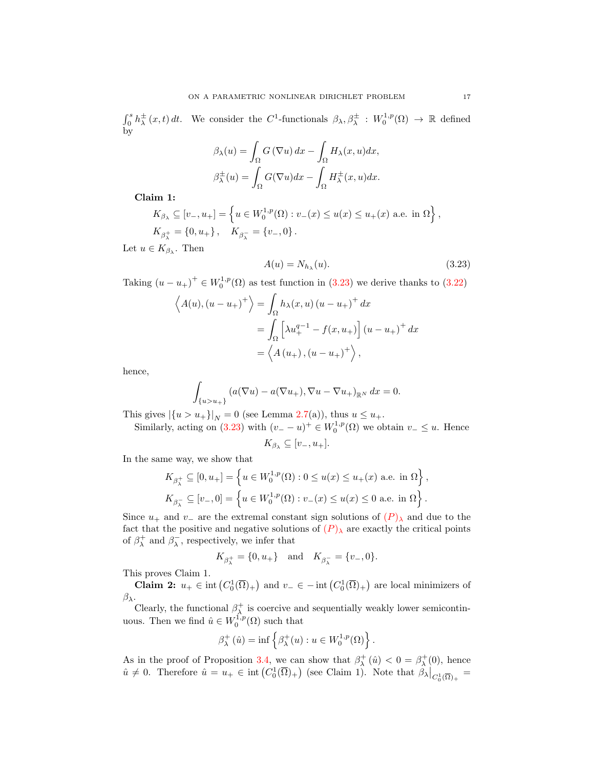$\int_0^s h_\lambda^{\pm}(x,t)\,dt$. We consider the $C^1$-functionals $\beta_\lambda, \beta_\lambda^{\pm} : W_0^{1,p}(\Omega) \to \mathbb{R}$ defined by

$$\beta_\lambda(u) = \int_\Omega G(\nabla u)\,dx - \int_\Omega H_\lambda(x,u)dx,$$
$$\beta_\lambda^{\pm}(u) = \int_\Omega G(\nabla u)dx - \int_\Omega H_\lambda^{\pm}(x,u)dx.$$

**Claim 1:**

$$K_{\beta_\lambda} \subseteq [v_-, u_+] = \left\{ u \in W_0^{1,p}(\Omega) : v_-(x) \le u(x) \le u_+(x) \text{ a.e. in } \Omega \right\},$$
$$K_{\beta_\lambda^+} = \{0, u_+\}, \quad K_{\beta_\lambda^-} = \{v_-, 0\}.$$

Let $u \in K_{\beta_\lambda}$. Then

$$A(u) = N_{h_\lambda}(u). \tag{3.23}$$

Taking $(u-u_+)^+ \in W_0^{1,p}(\Omega)$ as test function in (3.23) we derive thanks to (3.22)

$$\begin{aligned}
\left\langle A(u), (u-u_+)^+ \right\rangle &= \int_\Omega h_\lambda(x,u)\,(u-u_+)^+\,dx \\
&= \int_\Omega \left[\lambda u_+^{q-1} - f(x,u_+)\right](u-u_+)^+\,dx \\
&= \left\langle A(u_+), (u-u_+)^+ \right\rangle,
\end{aligned}$$

hence,

$$\int_{\{u>u_+\}} (a(\nabla u) - a(\nabla u_+), \nabla u - \nabla u_+)_{\mathbb{R}^N}\,dx = 0.$$

This gives $|\{u>u_+\}|_N = 0$ (see Lemma 2.7(a)), thus $u \le u_+$.

Similarly, acting on (3.23) with $(v_- - u)^+ \in W_0^{1,p}(\Omega)$ we obtain $v_- \le u$. Hence

$$K_{\beta_\lambda} \subseteq [v_-, u_+].$$

In the same way, we show that

$$K_{\beta_\lambda^+} \subseteq [0, u_+] = \left\{ u \in W_0^{1,p}(\Omega) : 0 \le u(x) \le u_+(x) \text{ a.e. in } \Omega \right\},$$
$$K_{\beta_\lambda^-} \subseteq [v_-, 0] = \left\{ u \in W_0^{1,p}(\Omega) : v_-(x) \le u(x) \le 0 \text{ a.e. in } \Omega \right\}.$$

Since $u_+$ and $v_-$ are the extremal constant sign solutions of $(P)_\lambda$ and due to the fact that the positive and negative solutions of $(P)_\lambda$ are exactly the critical points of $\beta_\lambda^+$ and $\beta_\lambda^-$, respectively, we infer that

$$K_{\beta_\lambda^+} = \{0, u_+\} \quad \text{and} \quad K_{\beta_\lambda^-} = \{v_-, 0\}.$$

This proves Claim 1.

**Claim 2:** $u_+ \in \operatorname{int}\left(C_0^1(\overline{\Omega})_+\right)$ and $v_- \in -\operatorname{int}\left(C_0^1(\overline{\Omega})_+\right)$ are local minimizers of $\beta_\lambda$.

Clearly, the functional $\beta_\lambda^+$ is coercive and sequentially weakly lower semicontinuous. Then we find $\hat{u} \in W_0^{1,p}(\Omega)$ such that

$$\beta_\lambda^+(\hat{u}) = \inf\left\{ \beta_\lambda^+(u) : u \in W_0^{1,p}(\Omega) \right\}.$$

As in the proof of Proposition 3.4, we can show that $\beta_\lambda^+(\hat{u}) < 0 = \beta_\lambda^+(0)$, hence $\hat{u} \ne 0$. Therefore $\hat{u} = u_+ \in \operatorname{int}\left(C_0^1(\overline{\Omega})_+\right)$ (see Claim 1). Note that $\beta_\lambda\big|_{C_0^1(\overline{\Omega})_+} =$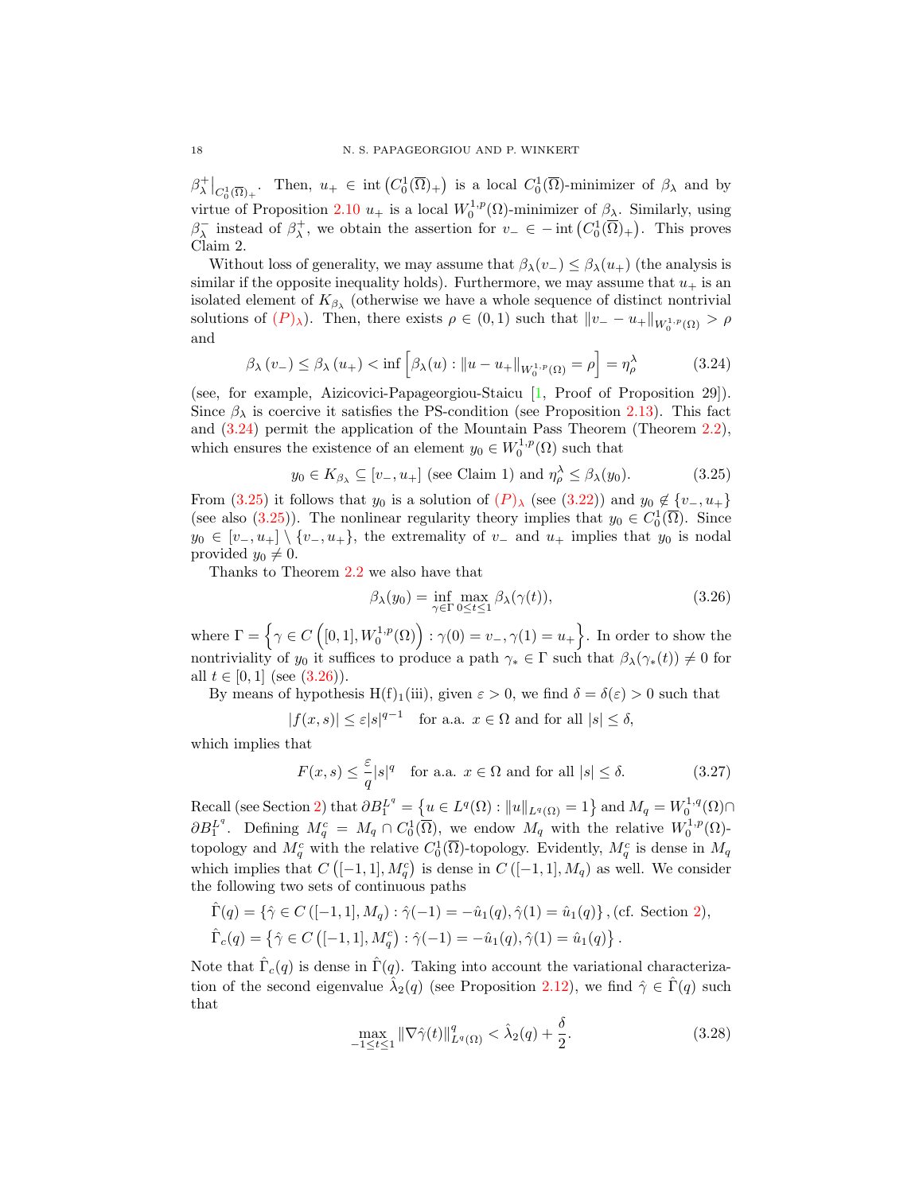$\beta_\lambda^+|_{C_0^1(\overline{\Omega})_+}$. Then, $u_+ \in \operatorname{int}\left(C_0^1(\overline{\Omega})_+\right)$ is a local $C_0^1(\overline{\Omega})$-minimizer of $\beta_\lambda$ and by virtue of Proposition 2.10 $u_+$ is a local $W_0^{1,p}(\Omega)$-minimizer of $\beta_\lambda$. Similarly, using $\beta_\lambda^-$ instead of $\beta_\lambda^+$, we obtain the assertion for $v_- \in -\operatorname{int}\left(C_0^1(\overline{\Omega})_+\right)$. This proves Claim 2.

Without loss of generality, we may assume that $\beta_\lambda(v_-) \leq \beta_\lambda(u_+)$ (the analysis is similar if the opposite inequality holds). Furthermore, we may assume that $u_+$ is an isolated element of $K_{\beta_\lambda}$ (otherwise we have a whole sequence of distinct nontrivial solutions of $(P)_\lambda$). Then, there exists $\rho \in (0,1)$ such that $\|v_- - u_+\|_{W_0^{1,p}(\Omega)} > \rho$ and

$$\beta_\lambda\left(v_-\right) \leq \beta_\lambda\left(u_+\right) < \inf\left[\beta_\lambda(u) : \|u - u_+\|_{W_0^{1,p}(\Omega)} = \rho\right] = \eta_\rho^\lambda \tag{3.24}$$

(see, for example, Aizicovici-Papageorgiou-Staicu [1, Proof of Proposition 29]). Since $\beta_\lambda$ is coercive it satisfies the PS-condition (see Proposition 2.13). This fact and (3.24) permit the application of the Mountain Pass Theorem (Theorem 2.2), which ensures the existence of an element $y_0 \in W_0^{1,p}(\Omega)$ such that

$$y_0 \in K_{\beta_\lambda} \subseteq [v_-, u_+] \text{ (see Claim 1) and } \eta_\rho^\lambda \leq \beta_\lambda(y_0). \tag{3.25}$$

From (3.25) it follows that $y_0$ is a solution of $(P)_\lambda$ (see (3.22)) and $y_0 \notin \{v_-, u_+\}$ (see also (3.25)). The nonlinear regularity theory implies that $y_0 \in C_0^1(\overline{\Omega})$. Since $y_0 \in [v_-, u_+] \setminus \{v_-, u_+\}$, the extremality of $v_-$ and $u_+$ implies that $y_0$ is nodal provided $y_0 \neq 0$.

Thanks to Theorem 2.2 we also have that

$$\beta_\lambda(y_0) = \inf_{\gamma \in \Gamma} \max_{0 \leq t \leq 1} \beta_\lambda(\gamma(t)), \tag{3.26}$$

where $\Gamma = \left\{\gamma \in C\left([0,1], W_0^{1,p}(\Omega)\right) : \gamma(0) = v_-, \gamma(1) = u_+\right\}$. In order to show the nontriviality of $y_0$ it suffices to produce a path $\gamma_* \in \Gamma$ such that $\beta_\lambda(\gamma_*(t)) \neq 0$ for all $t \in [0,1]$ (see (3.26)).

By means of hypothesis H(f)$_1$(iii), given $\varepsilon > 0$, we find $\delta = \delta(\varepsilon) > 0$ such that

$$|f(x,s)| \leq \varepsilon |s|^{q-1} \quad \text{for a.a. } x \in \Omega \text{ and for all } |s| \leq \delta,$$

which implies that

$$F(x,s) \leq \frac{\varepsilon}{q}|s|^q \quad \text{for a.a. } x \in \Omega \text{ and for all } |s| \leq \delta. \tag{3.27}$$

Recall (see Section 2) that $\partial B_1^{L^q} = \left\{u \in L^q(\Omega) : \|u\|_{L^q(\Omega)} = 1\right\}$ and $M_q = W_0^{1,q}(\Omega) \cap \partial B_1^{L^q}$. Defining $M_q^c = M_q \cap C_0^1(\overline{\Omega})$, we endow $M_q$ with the relative $W_0^{1,p}(\Omega)$-topology and $M_q^c$ with the relative $C_0^1(\overline{\Omega})$-topology. Evidently, $M_q^c$ is dense in $M_q$ which implies that $C\left([-1,1], M_q^c\right)$ is dense in $C\left([-1,1], M_q\right)$ as well. We consider the following two sets of continuous paths

$$\hat{\Gamma}(q) = \left\{\hat{\gamma} \in C\left([-1,1], M_q\right) : \hat{\gamma}(-1) = -\hat{u}_1(q), \hat{\gamma}(1) = \hat{u}_1(q)\right\}, \text{(cf. Section 2)},$$

$$\hat{\Gamma}_c(q) = \left\{\hat{\gamma} \in C\left([-1,1], M_q^c\right) : \hat{\gamma}(-1) = -\hat{u}_1(q), \hat{\gamma}(1) = \hat{u}_1(q)\right\}.$$

Note that $\hat{\Gamma}_c(q)$ is dense in $\hat{\Gamma}(q)$. Taking into account the variational characterization of the second eigenvalue $\hat{\lambda}_2(q)$ (see Proposition 2.12), we find $\hat{\gamma} \in \hat{\Gamma}(q)$ such that

$$\max_{-1 \leq t \leq 1} \|\nabla \hat{\gamma}(t)\|_{L^q(\Omega)}^q < \hat{\lambda}_2(q) + \frac{\delta}{2}. \tag{3.28}$$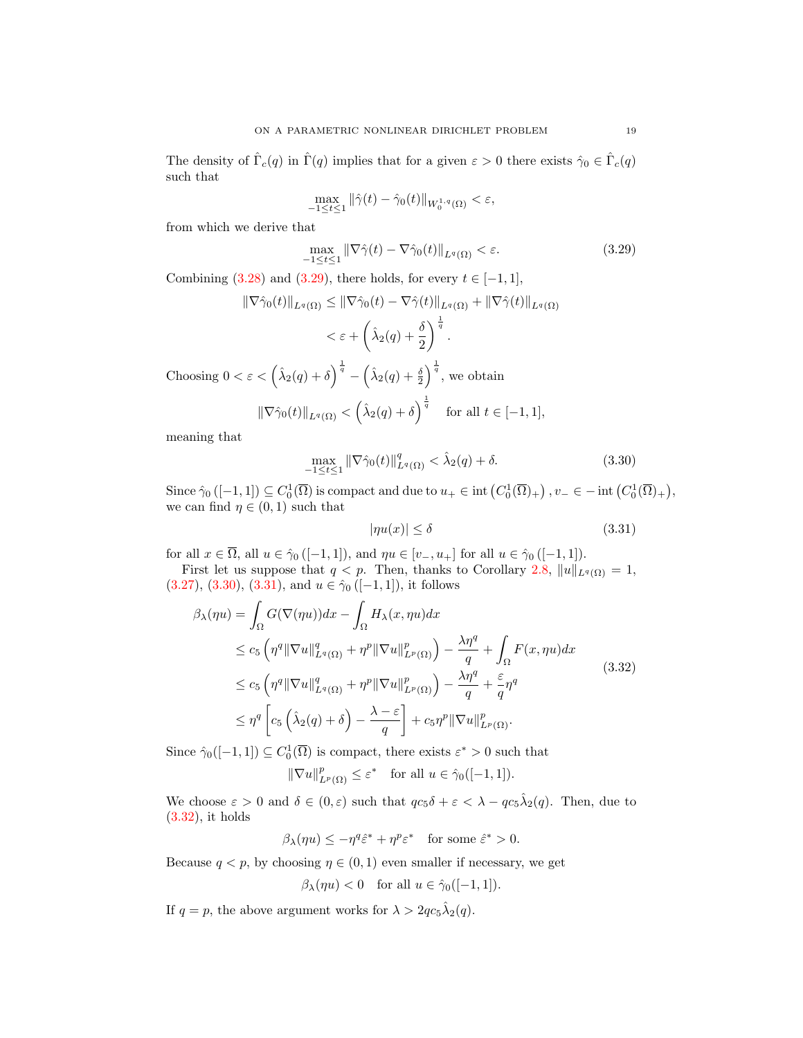The density of $\hat{\Gamma}_c(q)$ in $\hat{\Gamma}(q)$ implies that for a given $\varepsilon > 0$ there exists $\hat{\gamma}_0 \in \hat{\Gamma}_c(q)$ such that

$$\max_{-1 \leq t \leq 1} \|\hat{\gamma}(t) - \hat{\gamma}_0(t)\|_{W_0^{1,q}(\Omega)} < \varepsilon,$$

from which we derive that

$$\max_{-1 \leq t \leq 1} \|\nabla\hat{\gamma}(t) - \nabla\hat{\gamma}_0(t)\|_{L^q(\Omega)} < \varepsilon. \tag{3.29}$$

Combining (3.28) and (3.29), there holds, for every $t \in [-1, 1]$,

$$\begin{aligned}
\|\nabla\hat{\gamma}_0(t)\|_{L^q(\Omega)} &\leq \|\nabla\hat{\gamma}_0(t) - \nabla\hat{\gamma}(t)\|_{L^q(\Omega)} + \|\nabla\hat{\gamma}(t)\|_{L^q(\Omega)} \\
&< \varepsilon + \left(\hat{\lambda}_2(q) + \frac{\delta}{2}\right)^{\frac{1}{q}}.
\end{aligned}$$

Choosing $0 < \varepsilon < \left(\hat{\lambda}_2(q) + \delta\right)^{\frac{1}{q}} - \left(\hat{\lambda}_2(q) + \frac{\delta}{2}\right)^{\frac{1}{q}}$, we obtain

$$\|\nabla\hat{\gamma}_0(t)\|_{L^q(\Omega)} < \left(\hat{\lambda}_2(q) + \delta\right)^{\frac{1}{q}} \quad \text{for all } t \in [-1, 1],$$

meaning that

$$\max_{-1 \leq t \leq 1} \|\nabla\hat{\gamma}_0(t)\|_{L^q(\Omega)}^q < \hat{\lambda}_2(q) + \delta. \tag{3.30}$$

Since $\hat{\gamma}_0([-1, 1]) \subseteq C_0^1(\overline{\Omega})$ is compact and due to $u_+ \in \operatorname{int}\left(C_0^1(\overline{\Omega})_+\right), v_- \in -\operatorname{int}\left(C_0^1(\overline{\Omega})_+\right)$, we can find $\eta \in (0, 1)$ such that

$$|\eta u(x)| \leq \delta \tag{3.31}$$

for all $x \in \overline{\Omega}$, all $u \in \hat{\gamma}_0([-1, 1])$, and $\eta u \in [v_-, u_+]$ for all $u \in \hat{\gamma}_0([-1, 1])$.

First let us suppose that $q < p$. Then, thanks to Corollary 2.8, $\|u\|_{L^q(\Omega)} = 1$, (3.27), (3.30), (3.31), and $u \in \hat{\gamma}_0([-1, 1])$, it follows

$$\begin{aligned}
\beta_\lambda(\eta u) &= \int_\Omega G(\nabla(\eta u))dx - \int_\Omega H_\lambda(x, \eta u)dx \\
&\leq c_5\left(\eta^q\|\nabla u\|_{L^q(\Omega)}^q + \eta^p\|\nabla u\|_{L^p(\Omega)}^p\right) - \frac{\lambda\eta^q}{q} + \int_\Omega F(x, \eta u)dx \\
&\leq c_5\left(\eta^q\|\nabla u\|_{L^q(\Omega)}^q + \eta^p\|\nabla u\|_{L^p(\Omega)}^p\right) - \frac{\lambda\eta^q}{q} + \frac{\varepsilon}{q}\eta^q \\
&\leq \eta^q\left[c_5\left(\hat{\lambda}_2(q) + \delta\right) - \frac{\lambda - \varepsilon}{q}\right] + c_5\eta^p\|\nabla u\|_{L^p(\Omega)}^p.
\end{aligned} \tag{3.32}$$

Since $\hat{\gamma}_0([-1, 1]) \subseteq C_0^1(\overline{\Omega})$ is compact, there exists $\varepsilon^* > 0$ such that

$$\|\nabla u\|_{L^p(\Omega)}^p \leq \varepsilon^* \quad \text{for all } u \in \hat{\gamma}_0([-1, 1]).$$

We choose $\varepsilon > 0$ and $\delta \in (0, \varepsilon)$ such that $qc_5\delta + \varepsilon < \lambda - qc_5\hat{\lambda}_2(q)$. Then, due to (3.32), it holds

$$\beta_\lambda(\eta u) \leq -\eta^q\hat{\varepsilon}^* + \eta^p\varepsilon^* \quad \text{for some } \hat{\varepsilon}^* > 0.$$

Because $q < p$, by choosing $\eta \in (0, 1)$ even smaller if necessary, we get

$$\beta_\lambda(\eta u) < 0 \quad \text{for all } u \in \hat{\gamma}_0([-1, 1]).$$

If $q = p$, the above argument works for $\lambda > 2qc_5\hat{\lambda}_2(q)$.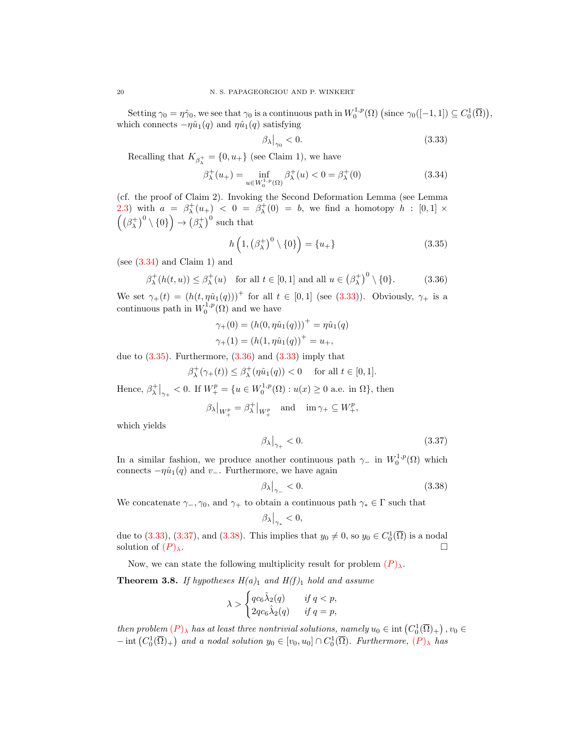Setting $\gamma_0 = \eta\hat{\gamma}_0$, we see that $\gamma_0$ is a continuous path in $W_0^{1,p}(\Omega)$ $\big($since $\gamma_0([-1,1]) \subseteq C_0^1(\overline{\Omega})\big)$, which connects $-\eta\hat{u}_1(q)$ and $\eta\hat{u}_1(q)$ satisfying

$$\beta_\lambda\big|_{\gamma_0} < 0. \tag{3.33}$$

Recalling that $K_{\beta_\lambda^+} = \{0, u_+\}$ (see Claim 1), we have

$$\beta_\lambda^+(u_+) = \inf_{u \in W_0^{1,p}(\Omega)} \beta_\lambda^+(u) < 0 = \beta_\lambda^+(0) \tag{3.34}$$

(cf. the proof of Claim 2). Invoking the Second Deformation Lemma (see Lemma 2.3) with $a = \beta_\lambda^+(u_+) < 0 = \beta_\lambda^+(0) = b$, we find a homotopy $h : [0,1] \times \left(\left(\beta_\lambda^+\right)^0 \setminus \{0\}\right) \to \left(\beta_\lambda^+\right)^0$ such that

$$h\left(1, \left(\beta_\lambda^+\right)^0 \setminus \{0\}\right) = \{u_+\} \tag{3.35}$$

(see (3.34) and Claim 1) and

$$\beta_\lambda^+(h(t,u)) \le \beta_\lambda^+(u) \quad \text{for all } t \in [0,1] \text{ and all } u \in \left(\beta_\lambda^+\right)^0 \setminus \{0\}. \tag{3.36}$$

We set $\gamma_+(t) = (h(t, \eta\hat{u}_1(q)))^+$ for all $t \in [0,1]$ (see (3.33)). Obviously, $\gamma_+$ is a continuous path in $W_0^{1,p}(\Omega)$ and we have

$$\gamma_+(0) = (h(0, \eta\hat{u}_1(q)))^+ = \eta\hat{u}_1(q)$$
$$\gamma_+(1) = (h(1, \eta\hat{u}_1(q)))^+ = u_+,$$

due to (3.35). Furthermore, (3.36) and (3.33) imply that

$$\beta_\lambda^+(\gamma_+(t)) \le \beta_\lambda^+(\eta\hat{u}_1(q)) < 0 \quad \text{for all } t \in [0,1].$$

Hence, $\beta_\lambda^+\big|_{\gamma_+} < 0$. If $W_+^p = \{u \in W_0^{1,p}(\Omega) : u(x) \ge 0 \text{ a.e. in } \Omega\}$, then

$$\beta_\lambda\big|_{W_+^p} = \beta_\lambda^+\big|_{W_+^p} \quad \text{and} \quad \operatorname{im}\gamma_+ \subseteq W_+^p,$$

which yields

$$\beta_\lambda\big|_{\gamma_+} < 0. \tag{3.37}$$

In a similar fashion, we produce another continuous path $\gamma_-$ in $W_0^{1,p}(\Omega)$ which connects $-\eta\hat{u}_1(q)$ and $v_-$. Furthermore, we have again

$$\beta_\lambda\big|_{\gamma_-} < 0. \tag{3.38}$$

We concatenate $\gamma_-, \gamma_0$, and $\gamma_+$ to obtain a continuous path $\gamma_* \in \Gamma$ such that

$$\beta_\lambda\big|_{\gamma_*} < 0,$$

due to (3.33), (3.37), and (3.38). This implies that $y_0 \neq 0$, so $y_0 \in C_0^1(\overline{\Omega})$ is a nodal solution of $(P)_\lambda$. $\square$

Now, we can state the following multiplicity result for problem $(P)_\lambda$.

**Theorem 3.8.** *If hypotheses $H(a)_1$ and $H(f)_1$ hold and assume*

$$\lambda > \begin{cases} qc_6\hat{\lambda}_2(q) & \text{if } q < p, \\ 2qc_6\hat{\lambda}_2(q) & \text{if } q = p, \end{cases}$$

*then problem $(P)_\lambda$ has at least three nontrivial solutions, namely $u_0 \in \operatorname{int}\left(C_0^1(\overline{\Omega})_+\right)$, $v_0 \in -\operatorname{int}\left(C_0^1(\overline{\Omega})_+\right)$ and a nodal solution $y_0 \in [v_0, u_0] \cap C_0^1(\overline{\Omega})$. Furthermore, $(P)_\lambda$ has*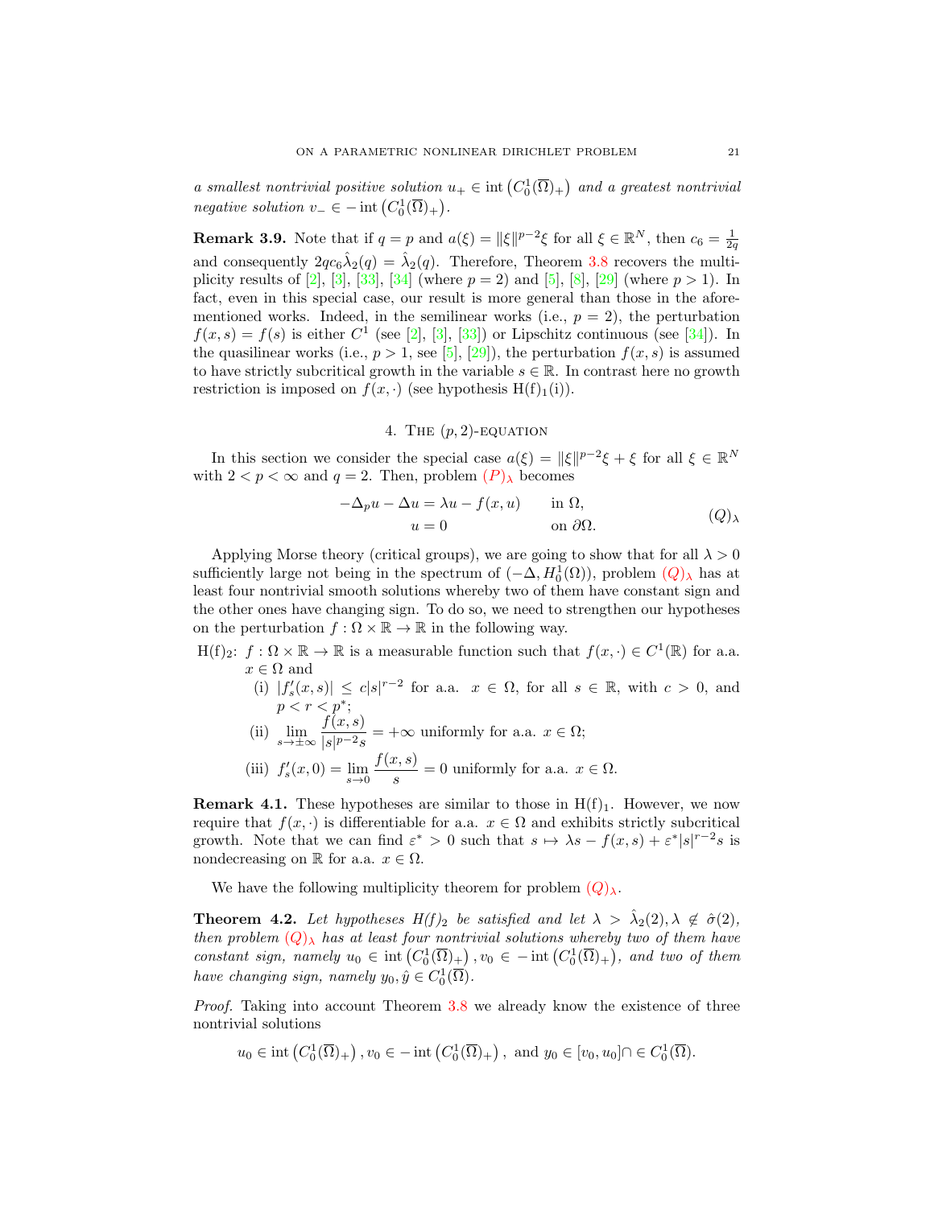*a smallest nontrivial positive solution* $u_+ \in \operatorname{int}\left(C_0^1(\overline{\Omega})_+\right)$ *and a greatest nontrivial negative solution* $v_- \in -\operatorname{int}\left(C_0^1(\overline{\Omega})_+\right)$.

**Remark 3.9.** Note that if $q = p$ and $a(\xi) = \|\xi\|^{p-2}\xi$ for all $\xi \in \mathbb{R}^N$, then $c_6 = \frac{1}{2q}$ and consequently $2qc_6\hat{\lambda}_2(q) = \hat{\lambda}_2(q)$. Therefore, Theorem 3.8 recovers the multiplicity results of [2], [3], [33], [34] (where $p = 2$) and [5], [8], [29] (where $p > 1$). In fact, even in this special case, our result is more general than those in the aforementioned works. Indeed, in the semilinear works (i.e., $p = 2$), the perturbation $f(x, s) = f(s)$ is either $C^1$ (see [2], [3], [33]) or Lipschitz continuous (see [34]). In the quasilinear works (i.e., $p > 1$, see [5], [29]), the perturbation $f(x, s)$ is assumed to have strictly subcritical growth in the variable $s \in \mathbb{R}$. In contrast here no growth restriction is imposed on $f(x, \cdot)$ (see hypothesis H(f)$_1$(i)).

## 4. The $(p, 2)$-equation

In this section we consider the special case $a(\xi) = \|\xi\|^{p-2}\xi + \xi$ for all $\xi \in \mathbb{R}^N$ with $2 < p < \infty$ and $q = 2$. Then, problem $(P)_\lambda$ becomes

$$
\begin{aligned}
-\Delta_p u - \Delta u &= \lambda u - f(x, u) \qquad \text{in } \Omega, \\
u &= 0 \qquad\qquad\qquad \text{on } \partial\Omega.
\end{aligned}
\tag{$Q$}_\lambda
$$

Applying Morse theory (critical groups), we are going to show that for all $\lambda > 0$ sufficiently large not being in the spectrum of $(-\Delta, H_0^1(\Omega))$, problem $(Q)_\lambda$ has at least four nontrivial smooth solutions whereby two of them have constant sign and the other ones have changing sign. To do so, we need to strengthen our hypotheses on the perturbation $f : \Omega \times \mathbb{R} \to \mathbb{R}$ in the following way.

H(f)$_2$: $f : \Omega \times \mathbb{R} \to \mathbb{R}$ is a measurable function such that $f(x, \cdot) \in C^1(\mathbb{R})$ for a.a. $x \in \Omega$ and

- (i) $|f_s'(x, s)| \le c|s|^{r-2}$ for a.a. $x \in \Omega$, for all $s \in \mathbb{R}$, with $c > 0$, and $p < r < p^*$;
- (ii) $\displaystyle\lim_{s \to \pm\infty} \frac{f(x, s)}{|s|^{p-2}s} = +\infty$ uniformly for a.a. $x \in \Omega$;
- (iii) $\displaystyle f_s'(x, 0) = \lim_{s \to 0} \frac{f(x, s)}{s} = 0$ uniformly for a.a. $x \in \Omega$.

**Remark 4.1.** These hypotheses are similar to those in H(f)$_1$. However, we now require that $f(x, \cdot)$ is differentiable for a.a. $x \in \Omega$ and exhibits strictly subcritical growth. Note that we can find $\varepsilon^* > 0$ such that $s \mapsto \lambda s - f(x, s) + \varepsilon^*|s|^{r-2}s$ is nondecreasing on $\mathbb{R}$ for a.a. $x \in \Omega$.

We have the following multiplicity theorem for problem $(Q)_\lambda$.

**Theorem 4.2.** *Let hypotheses H(f)$_2$ be satisfied and let* $\lambda > \hat{\lambda}_2(2), \lambda \notin \hat{\sigma}(2)$, *then problem* $(Q)_\lambda$ *has at least four nontrivial solutions whereby two of them have constant sign, namely* $u_0 \in \operatorname{int}\left(C_0^1(\overline{\Omega})_+\right), v_0 \in -\operatorname{int}\left(C_0^1(\overline{\Omega})_+\right)$, *and two of them have changing sign, namely* $y_0, \hat{y} \in C_0^1(\overline{\Omega})$.

*Proof.* Taking into account Theorem 3.8 we already know the existence of three nontrivial solutions

$$
u_0 \in \operatorname{int}\left(C_0^1(\overline{\Omega})_+\right), v_0 \in -\operatorname{int}\left(C_0^1(\overline{\Omega})_+\right), \text{ and } y_0 \in [v_0, u_0] \cap \in C_0^1(\overline{\Omega}).
$$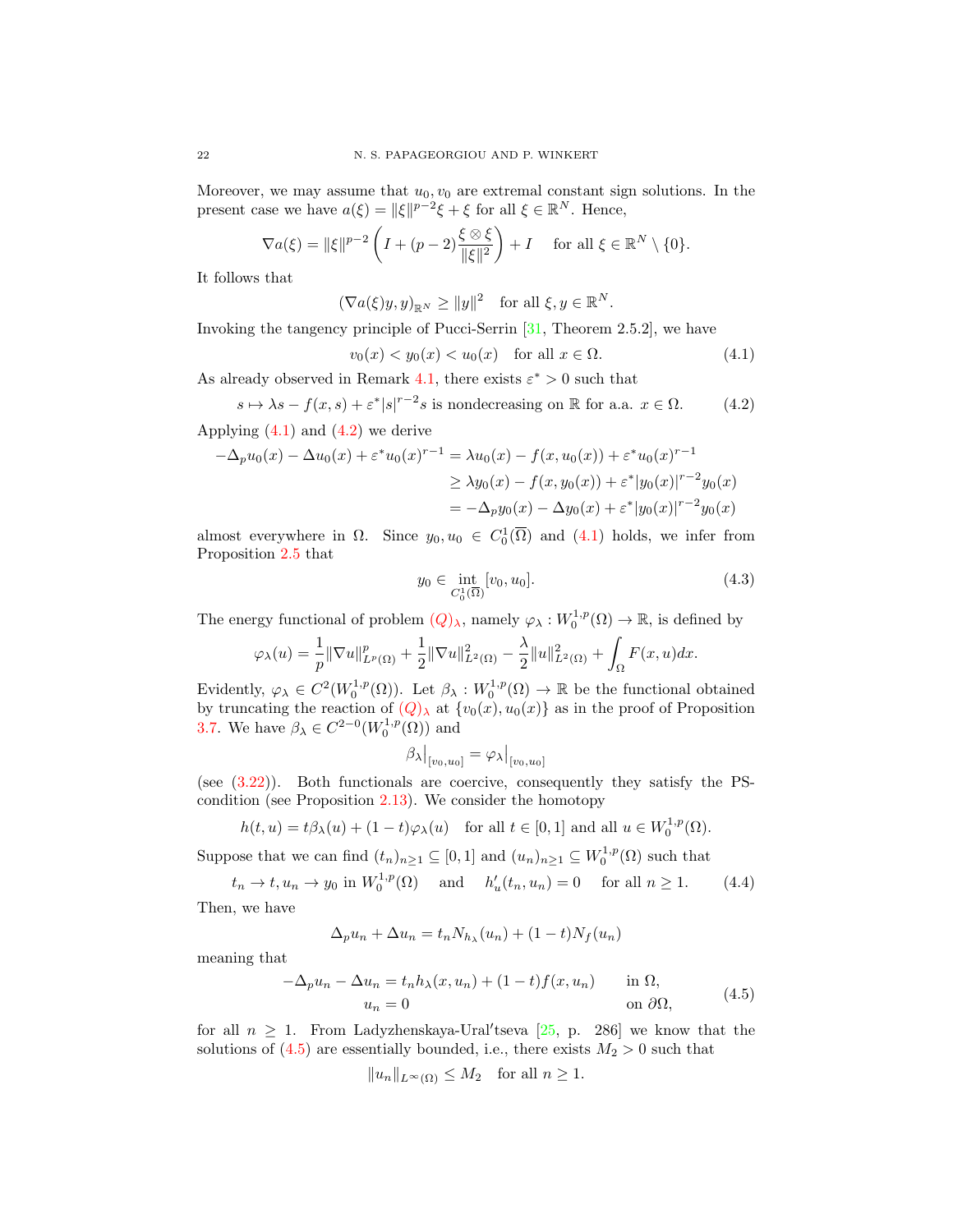Moreover, we may assume that $u_0, v_0$ are extremal constant sign solutions. In the present case we have $a(\xi) = \|\xi\|^{p-2}\xi + \xi$ for all $\xi \in \mathbb{R}^N$. Hence,

$$\nabla a(\xi) = \|\xi\|^{p-2}\left(I + (p-2)\frac{\xi \otimes \xi}{\|\xi\|^2}\right) + I \quad \text{for all } \xi \in \mathbb{R}^N \setminus \{0\}.$$

It follows that

$$(\nabla a(\xi)y, y)_{\mathbb{R}^N} \geq \|y\|^2 \quad \text{for all } \xi, y \in \mathbb{R}^N.$$

Invoking the tangency principle of Pucci-Serrin [31, Theorem 2.5.2], we have

$$v_0(x) < y_0(x) < u_0(x) \quad \text{for all } x \in \Omega. \tag{4.1}$$

As already observed in Remark 4.1, there exists $\varepsilon^* > 0$ such that

$$s \mapsto \lambda s - f(x,s) + \varepsilon^*|s|^{r-2}s \text{ is nondecreasing on } \mathbb{R} \text{ for a.a. } x \in \Omega. \tag{4.2}$$

Applying (4.1) and (4.2) we derive

$$\begin{aligned}
-\Delta_p u_0(x) - \Delta u_0(x) + \varepsilon^* u_0(x)^{r-1} &= \lambda u_0(x) - f(x, u_0(x)) + \varepsilon^* u_0(x)^{r-1} \\
&\geq \lambda y_0(x) - f(x, y_0(x)) + \varepsilon^*|y_0(x)|^{r-2}y_0(x) \\
&= -\Delta_p y_0(x) - \Delta y_0(x) + \varepsilon^*|y_0(x)|^{r-2}y_0(x)
\end{aligned}$$

almost everywhere in $\Omega$. Since $y_0, u_0 \in C_0^1(\overline{\Omega})$ and (4.1) holds, we infer from Proposition 2.5 that

$$y_0 \in \operatorname*{int}_{C_0^1(\overline{\Omega})} [v_0, u_0]. \tag{4.3}$$

The energy functional of problem $(Q)_\lambda$, namely $\varphi_\lambda : W_0^{1,p}(\Omega) \to \mathbb{R}$, is defined by

$$\varphi_\lambda(u) = \frac{1}{p}\|\nabla u\|_{L^p(\Omega)}^p + \frac{1}{2}\|\nabla u\|_{L^2(\Omega)}^2 - \frac{\lambda}{2}\|u\|_{L^2(\Omega)}^2 + \int_\Omega F(x,u)dx.$$

Evidently, $\varphi_\lambda \in C^2(W_0^{1,p}(\Omega))$. Let $\beta_\lambda : W_0^{1,p}(\Omega) \to \mathbb{R}$ be the functional obtained by truncating the reaction of $(Q)_\lambda$ at $\{v_0(x), u_0(x)\}$ as in the proof of Proposition 3.7. We have $\beta_\lambda \in C^{2-0}(W_0^{1,p}(\Omega))$ and

$$\beta_\lambda\big|_{[v_0,u_0]} = \varphi_\lambda\big|_{[v_0,u_0]}$$

(see (3.22)). Both functionals are coercive, consequently they satisfy the PS-condition (see Proposition 2.13). We consider the homotopy

$$h(t,u) = t\beta_\lambda(u) + (1-t)\varphi_\lambda(u) \quad \text{for all } t \in [0,1] \text{ and all } u \in W_0^{1,p}(\Omega).$$

Suppose that we can find $(t_n)_{n\geq 1} \subseteq [0,1]$ and $(u_n)_{n\geq 1} \subseteq W_0^{1,p}(\Omega)$ such that

$$t_n \to t, u_n \to y_0 \text{ in } W_0^{1,p}(\Omega) \quad \text{and} \quad h'_u(t_n, u_n) = 0 \quad \text{for all } n \geq 1. \tag{4.4}$$

Then, we have

$$\Delta_p u_n + \Delta u_n = t_n N_{h_\lambda}(u_n) + (1-t)N_f(u_n)$$

meaning that

$$\begin{aligned}
-\Delta_p u_n - \Delta u_n &= t_n h_\lambda(x, u_n) + (1-t)f(x,u_n) \qquad && \text{in } \Omega, \\
u_n &= 0 && \text{on } \partial\Omega,
\end{aligned} \tag{4.5}$$

for all $n \geq 1$. From Ladyzhenskaya-Ural′tseva [25, p. 286] we know that the solutions of (4.5) are essentially bounded, i.e., there exists $M_2 > 0$ such that

$$\|u_n\|_{L^\infty(\Omega)} \leq M_2 \quad \text{for all } n \geq 1.$$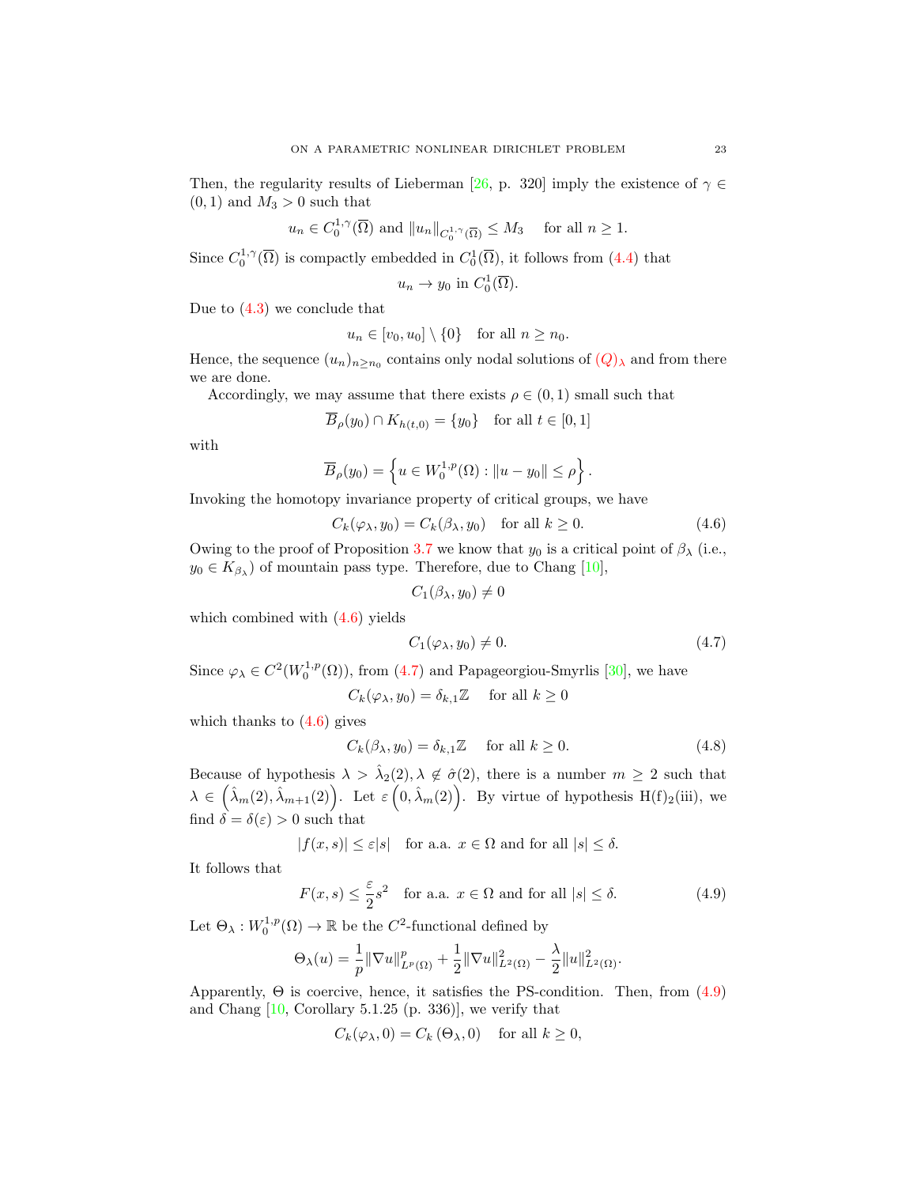Then, the regularity results of Lieberman [26, p. 320] imply the existence of $\gamma \in (0,1)$ and $M_3 > 0$ such that

$$u_n \in C_0^{1,\gamma}(\overline{\Omega}) \text{ and } \|u_n\|_{C_0^{1,\gamma}(\overline{\Omega})} \leq M_3 \quad \text{ for all } n \geq 1.$$

Since $C_0^{1,\gamma}(\overline{\Omega})$ is compactly embedded in $C_0^1(\overline{\Omega})$, it follows from (4.4) that

$$u_n \to y_0 \text{ in } C_0^1(\overline{\Omega}).$$

Due to (4.3) we conclude that

$$u_n \in [v_0, u_0] \setminus \{0\} \quad \text{for all } n \geq n_0.$$

Hence, the sequence $(u_n)_{n \geq n_0}$ contains only nodal solutions of $(Q)_\lambda$ and from there we are done.

Accordingly, we may assume that there exists $\rho \in (0,1)$ small such that

$$\overline{B}_\rho(y_0) \cap K_{h(t,0)} = \{y_0\} \quad \text{for all } t \in [0,1]$$

with

$$\overline{B}_\rho(y_0) = \left\{ u \in W_0^{1,p}(\Omega) : \|u - y_0\| \leq \rho \right\}.$$

Invoking the homotopy invariance property of critical groups, we have

$$C_k(\varphi_\lambda, y_0) = C_k(\beta_\lambda, y_0) \quad \text{for all } k \geq 0. \tag{4.6}$$

Owing to the proof of Proposition 3.7 we know that $y_0$ is a critical point of $\beta_\lambda$ (i.e., $y_0 \in K_{\beta_\lambda}$) of mountain pass type. Therefore, due to Chang [10],

$$C_1(\beta_\lambda, y_0) \neq 0$$

which combined with (4.6) yields

$$C_1(\varphi_\lambda, y_0) \neq 0. \tag{4.7}$$

Since $\varphi_\lambda \in C^2(W_0^{1,p}(\Omega))$, from (4.7) and Papageorgiou-Smyrlis [30], we have

$$C_k(\varphi_\lambda, y_0) = \delta_{k,1}\mathbb{Z} \quad \text{ for all } k \geq 0$$

which thanks to (4.6) gives

$$C_k(\beta_\lambda, y_0) = \delta_{k,1}\mathbb{Z} \quad \text{ for all } k \geq 0. \tag{4.8}$$

Because of hypothesis $\lambda > \hat{\lambda}_2(2), \lambda \notin \hat{\sigma}(2)$, there is a number $m \geq 2$ such that $\lambda \in \left(\hat{\lambda}_m(2), \hat{\lambda}_{m+1}(2)\right)$. Let $\varepsilon \left(0, \hat{\lambda}_m(2)\right)$. By virtue of hypothesis H(f)$_2$(iii), we find $\delta = \delta(\varepsilon) > 0$ such that

$$|f(x,s)| \leq \varepsilon |s| \quad \text{for a.a. } x \in \Omega \text{ and for all } |s| \leq \delta.$$

It follows that

$$F(x,s) \leq \frac{\varepsilon}{2} s^2 \quad \text{for a.a. } x \in \Omega \text{ and for all } |s| \leq \delta. \tag{4.9}$$

Let $\Theta_\lambda : W_0^{1,p}(\Omega) \to \mathbb{R}$ be the $C^2$-functional defined by

$$\Theta_\lambda(u) = \frac{1}{p}\|\nabla u\|^p_{L^p(\Omega)} + \frac{1}{2}\|\nabla u\|^2_{L^2(\Omega)} - \frac{\lambda}{2}\|u\|^2_{L^2(\Omega)}.$$

Apparently, $\Theta$ is coercive, hence, it satisfies the PS-condition. Then, from (4.9) and Chang [10, Corollary 5.1.25 (p. 336)], we verify that

$$C_k(\varphi_\lambda, 0) = C_k\left(\Theta_\lambda, 0\right) \quad \text{for all } k \geq 0,$$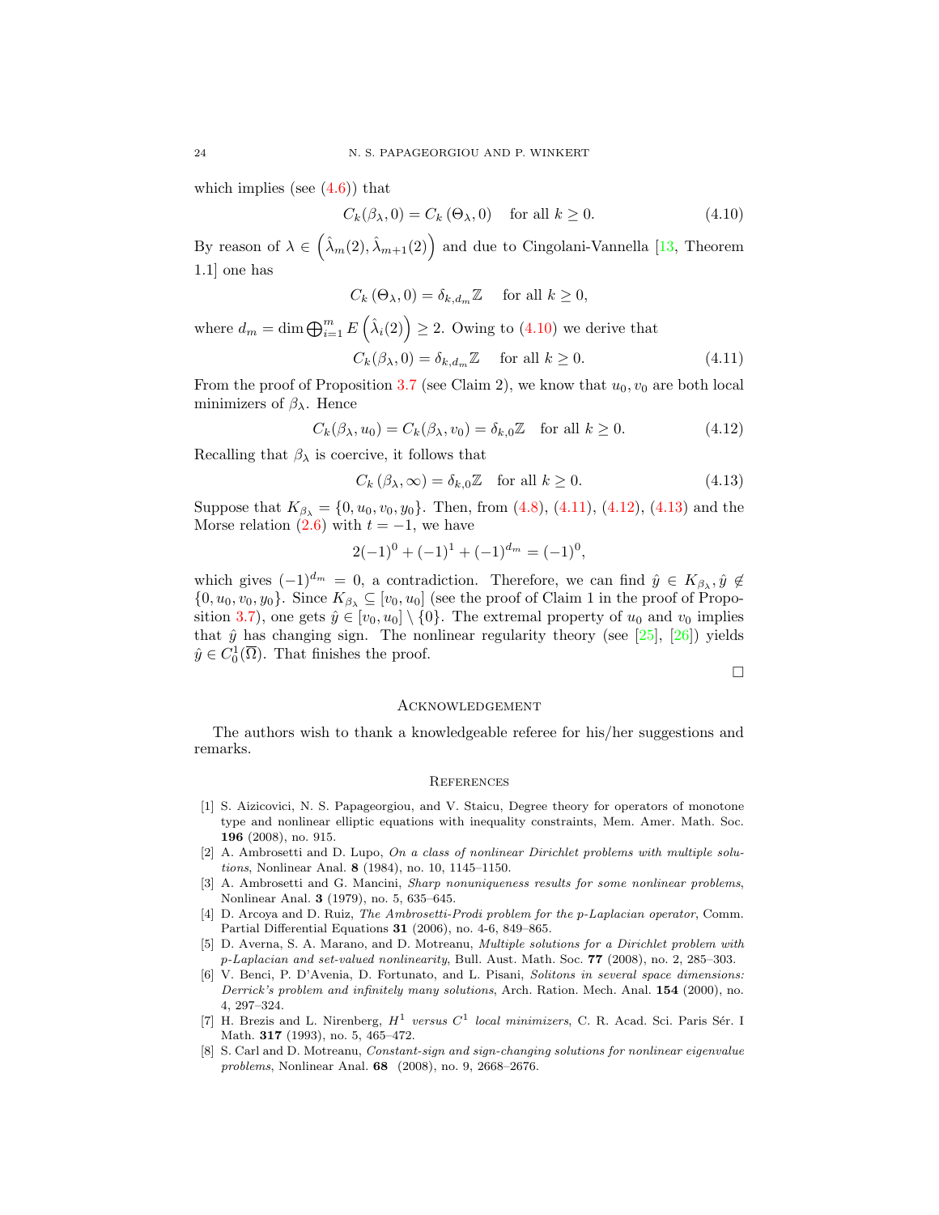which implies (see (4.6)) that

$$C_k(\beta_\lambda, 0) = C_k(\Theta_\lambda, 0) \quad \text{for all } k \geq 0. \tag{4.10}$$

By reason of $\lambda \in \left(\hat{\lambda}_m(2), \hat{\lambda}_{m+1}(2)\right)$ and due to Cingolani-Vannella [13, Theorem 1.1] one has

$$C_k(\Theta_\lambda, 0) = \delta_{k,d_m}\mathbb{Z} \quad \text{for all } k \geq 0,$$

where $d_m = \dim \bigoplus_{i=1}^m E\left(\hat{\lambda}_i(2)\right) \geq 2$. Owing to (4.10) we derive that

$$C_k(\beta_\lambda, 0) = \delta_{k,d_m}\mathbb{Z} \quad \text{for all } k \geq 0. \tag{4.11}$$

From the proof of Proposition 3.7 (see Claim 2), we know that $u_0, v_0$ are both local minimizers of $\beta_\lambda$. Hence

$$C_k(\beta_\lambda, u_0) = C_k(\beta_\lambda, v_0) = \delta_{k,0}\mathbb{Z} \quad \text{for all } k \geq 0. \tag{4.12}$$

Recalling that $\beta_\lambda$ is coercive, it follows that

$$C_k(\beta_\lambda, \infty) = \delta_{k,0}\mathbb{Z} \quad \text{for all } k \geq 0. \tag{4.13}$$

Suppose that $K_{\beta_\lambda} = \{0, u_0, v_0, y_0\}$. Then, from (4.8), (4.11), (4.12), (4.13) and the Morse relation (2.6) with $t = -1$, we have

$$2(-1)^0 + (-1)^1 + (-1)^{d_m} = (-1)^0,$$

which gives $(-1)^{d_m} = 0$, a contradiction. Therefore, we can find $\hat{y} \in K_{\beta_\lambda}, \hat{y} \notin \{0, u_0, v_0, y_0\}$. Since $K_{\beta_\lambda} \subseteq [v_0, u_0]$ (see the proof of Claim 1 in the proof of Proposition 3.7), one gets $\hat{y} \in [v_0, u_0] \setminus \{0\}$. The extremal property of $u_0$ and $v_0$ implies that $\hat{y}$ has changing sign. The nonlinear regularity theory (see [25], [26]) yields $\hat{y} \in C_0^1(\overline{\Omega})$. That finishes the proof.

∎

## Acknowledgement

The authors wish to thank a knowledgeable referee for his/her suggestions and remarks.

## References

[1] S. Aizicovici, N. S. Papageorgiou, and V. Staicu, Degree theory for operators of monotone type and nonlinear elliptic equations with inequality constraints, Mem. Amer. Math. Soc. **196** (2008), no. 915.

[2] A. Ambrosetti and D. Lupo, *On a class of nonlinear Dirichlet problems with multiple solutions*, Nonlinear Anal. **8** (1984), no. 10, 1145–1150.

[3] A. Ambrosetti and G. Mancini, *Sharp nonuniqueness results for some nonlinear problems*, Nonlinear Anal. **3** (1979), no. 5, 635–645.

[4] D. Arcoya and D. Ruiz, *The Ambrosetti-Prodi problem for the p-Laplacian operator*, Comm. Partial Differential Equations **31** (2006), no. 4-6, 849–865.

[5] D. Averna, S. A. Marano, and D. Motreanu, *Multiple solutions for a Dirichlet problem with p-Laplacian and set-valued nonlinearity*, Bull. Aust. Math. Soc. **77** (2008), no. 2, 285–303.

[6] V. Benci, P. D'Avenia, D. Fortunato, and L. Pisani, *Solitons in several space dimensions: Derrick's problem and infinitely many solutions*, Arch. Ration. Mech. Anal. **154** (2000), no. 4, 297–324.

[7] H. Brezis and L. Nirenberg, *$H^1$ versus $C^1$ local minimizers*, C. R. Acad. Sci. Paris Sér. I Math. **317** (1993), no. 5, 465–472.

[8] S. Carl and D. Motreanu, *Constant-sign and sign-changing solutions for nonlinear eigenvalue problems*, Nonlinear Anal. **68** (2008), no. 9, 2668–2676.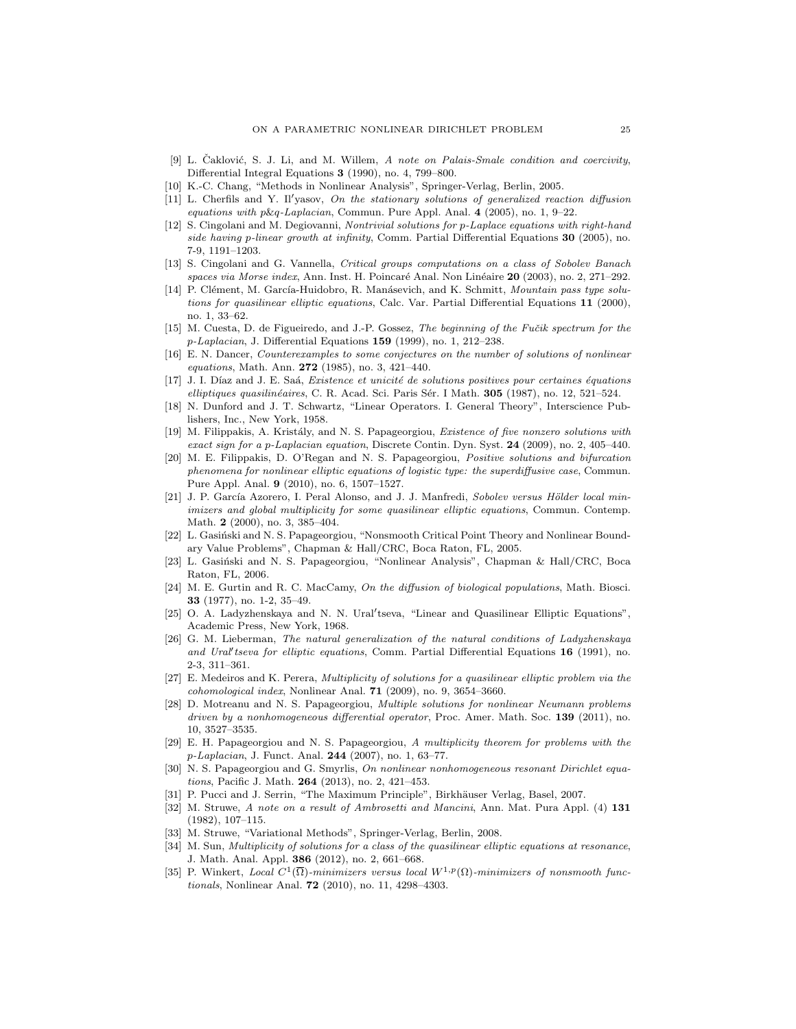[9] L. Čaklović, S. J. Li, and M. Willem, *A note on Palais-Smale condition and coercivity*, Differential Integral Equations **3** (1990), no. 4, 799–800.

[10] K.-C. Chang, "Methods in Nonlinear Analysis", Springer-Verlag, Berlin, 2005.

[11] L. Cherfils and Y. Il′yasov, *On the stationary solutions of generalized reaction diffusion equations with p&q-Laplacian*, Commun. Pure Appl. Anal. **4** (2005), no. 1, 9–22.

[12] S. Cingolani and M. Degiovanni, *Nontrivial solutions for p-Laplace equations with right-hand side having p-linear growth at infinity*, Comm. Partial Differential Equations **30** (2005), no. 7-9, 1191–1203.

[13] S. Cingolani and G. Vannella, *Critical groups computations on a class of Sobolev Banach spaces via Morse index*, Ann. Inst. H. Poincaré Anal. Non Linéaire **20** (2003), no. 2, 271–292.

[14] P. Clément, M. García-Huidobro, R. Manásevich, and K. Schmitt, *Mountain pass type solutions for quasilinear elliptic equations*, Calc. Var. Partial Differential Equations **11** (2000), no. 1, 33–62.

[15] M. Cuesta, D. de Figueiredo, and J.-P. Gossez, *The beginning of the Fučik spectrum for the p-Laplacian*, J. Differential Equations **159** (1999), no. 1, 212–238.

[16] E. N. Dancer, *Counterexamples to some conjectures on the number of solutions of nonlinear equations*, Math. Ann. **272** (1985), no. 3, 421–440.

[17] J. I. Díaz and J. E. Saá, *Existence et unicité de solutions positives pour certaines équations elliptiques quasilinéaires*, C. R. Acad. Sci. Paris Sér. I Math. **305** (1987), no. 12, 521–524.

[18] N. Dunford and J. T. Schwartz, "Linear Operators. I. General Theory", Interscience Publishers, Inc., New York, 1958.

[19] M. Filippakis, A. Kristály, and N. S. Papageorgiou, *Existence of five nonzero solutions with exact sign for a p-Laplacian equation*, Discrete Contin. Dyn. Syst. **24** (2009), no. 2, 405–440.

[20] M. E. Filippakis, D. O'Regan and N. S. Papageorgiou, *Positive solutions and bifurcation phenomena for nonlinear elliptic equations of logistic type: the superdiffusive case*, Commun. Pure Appl. Anal. **9** (2010), no. 6, 1507–1527.

[21] J. P. García Azorero, I. Peral Alonso, and J. J. Manfredi, *Sobolev versus Hölder local minimizers and global multiplicity for some quasilinear elliptic equations*, Commun. Contemp. Math. **2** (2000), no. 3, 385–404.

[22] L. Gasiński and N. S. Papageorgiou, "Nonsmooth Critical Point Theory and Nonlinear Boundary Value Problems", Chapman & Hall/CRC, Boca Raton, FL, 2005.

[23] L. Gasiński and N. S. Papageorgiou, "Nonlinear Analysis", Chapman & Hall/CRC, Boca Raton, FL, 2006.

[24] M. E. Gurtin and R. C. MacCamy, *On the diffusion of biological populations*, Math. Biosci. **33** (1977), no. 1-2, 35–49.

[25] O. A. Ladyzhenskaya and N. N. Ural′tseva, "Linear and Quasilinear Elliptic Equations", Academic Press, New York, 1968.

[26] G. M. Lieberman, *The natural generalization of the natural conditions of Ladyzhenskaya and Ural′tseva for elliptic equations*, Comm. Partial Differential Equations **16** (1991), no. 2-3, 311–361.

[27] E. Medeiros and K. Perera, *Multiplicity of solutions for a quasilinear elliptic problem via the cohomological index*, Nonlinear Anal. **71** (2009), no. 9, 3654–3660.

[28] D. Motreanu and N. S. Papageorgiou, *Multiple solutions for nonlinear Neumann problems driven by a nonhomogeneous differential operator*, Proc. Amer. Math. Soc. **139** (2011), no. 10, 3527–3535.

[29] E. H. Papageorgiou and N. S. Papageorgiou, *A multiplicity theorem for problems with the p-Laplacian*, J. Funct. Anal. **244** (2007), no. 1, 63–77.

[30] N. S. Papageorgiou and G. Smyrlis, *On nonlinear nonhomogeneous resonant Dirichlet equations*, Pacific J. Math. **264** (2013), no. 2, 421–453.

[31] P. Pucci and J. Serrin, "The Maximum Principle", Birkhäuser Verlag, Basel, 2007.

[32] M. Struwe, *A note on a result of Ambrosetti and Mancini*, Ann. Mat. Pura Appl. (4) **131** (1982), 107–115.

[33] M. Struwe, "Variational Methods", Springer-Verlag, Berlin, 2008.

[34] M. Sun, *Multiplicity of solutions for a class of the quasilinear elliptic equations at resonance*, J. Math. Anal. Appl. **386** (2012), no. 2, 661–668.

[35] P. Winkert, *Local $C^1(\overline{\Omega})$-minimizers versus local $W^{1,p}(\Omega)$-minimizers of nonsmooth functionals*, Nonlinear Anal. **72** (2010), no. 11, 4298–4303.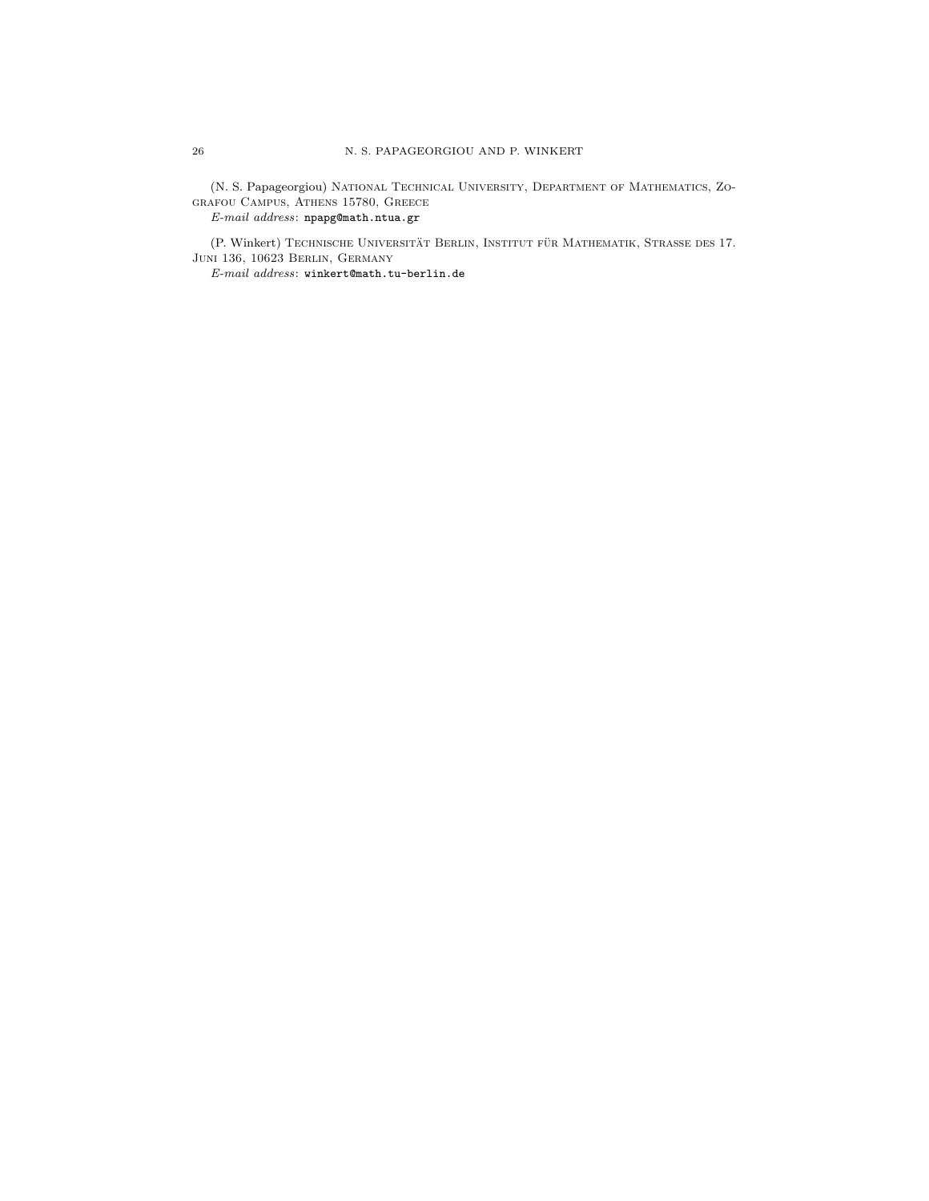(N. S. Papageorgiou) National Technical University, Department of Mathematics, Zografou Campus, Athens 15780, Greece

*E-mail address*: `npapg@math.ntua.gr`

(P. Winkert) Technische Universität Berlin, Institut für Mathematik, Strasse des 17. Juni 136, 10623 Berlin, Germany

*E-mail address*: `winkert@math.tu-berlin.de`